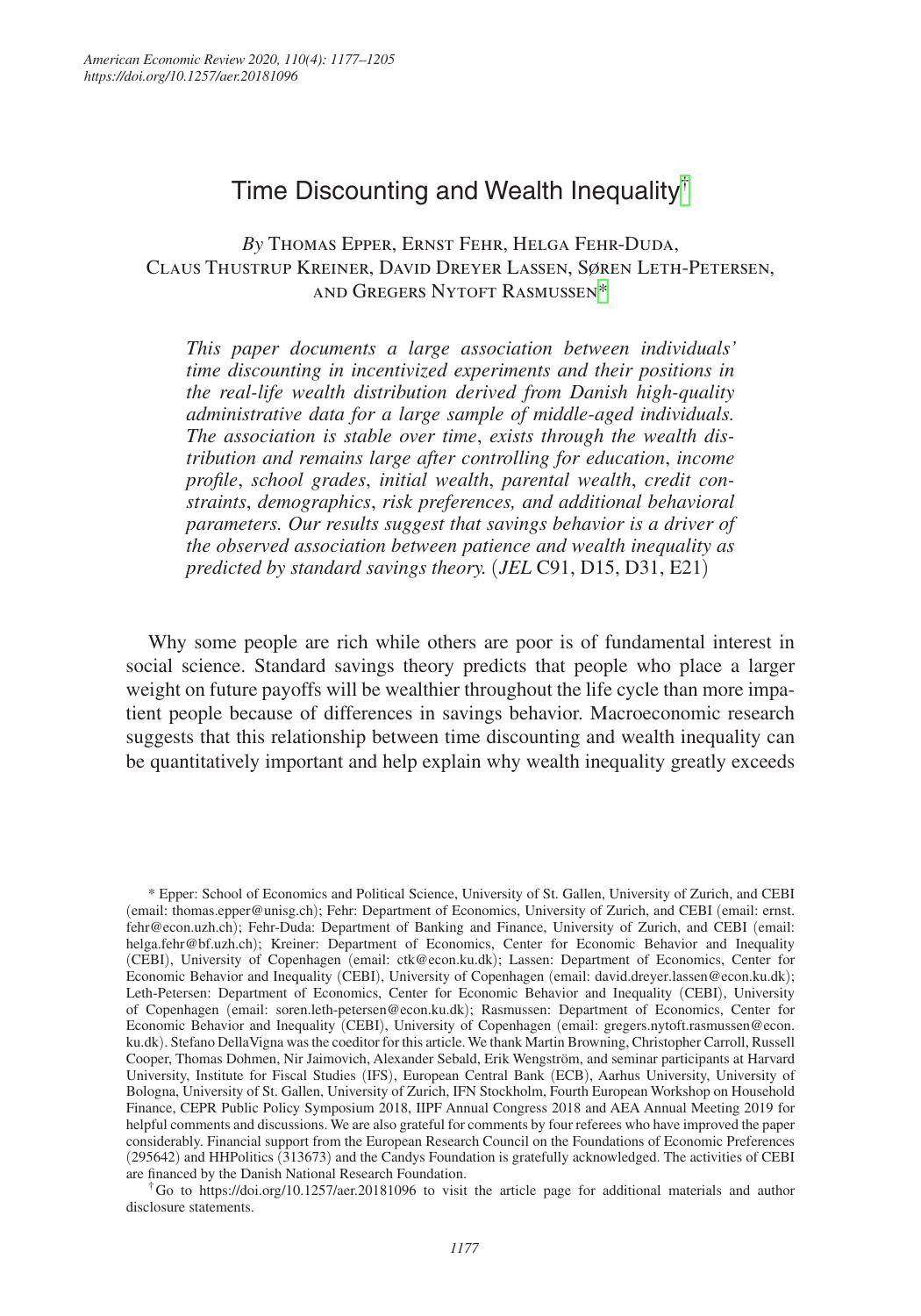# Time Discounting and Wealth Inequality[†]

*By* Thomas Epper, Ernst Fehr, Helga Fehr-Duda, Claus Thustrup Kreiner, David Dreyer Lassen, Søren Leth-Petersen, and Gregers Nytoft Rasmussen[*]

*This paper documents a large association between individuals' time discounting in incentivized experiments and their positions in the real-life wealth distribution derived from Danish high-quality administrative data for a large sample of middle-aged individuals. The association is stable over time, exists through the wealth distribution and remains large after controlling for education, income profile, school grades, initial wealth, parental wealth, credit constraints, demographics, risk preferences, and additional behavioral parameters. Our results suggest that savings behavior is a driver of the observed association between patience and wealth inequality as predicted by standard savings theory.* (*JEL* C91, D15, D31, E21)

Why some people are rich while others are poor is of fundamental interest in social science. Standard savings theory predicts that people who place a larger weight on future payoffs will be wealthier throughout the life cycle than more impatient people because of differences in savings behavior. Macroeconomic research suggests that this relationship between time discounting and wealth inequality can be quantitatively important and help explain why wealth inequality greatly exceeds

* Epper: School of Economics and Political Science, University of St. Gallen, University of Zurich, and CEBI (email: thomas.epper@unisg.ch); Fehr: Department of Economics, University of Zurich, and CEBI (email: ernst.fehr@econ.uzh.ch); Fehr-Duda: Department of Banking and Finance, University of Zurich, and CEBI (email: helga.fehr@bf.uzh.ch); Kreiner: Department of Economics, Center for Economic Behavior and Inequality (CEBI), University of Copenhagen (email: ctk@econ.ku.dk); Lassen: Department of Economics, Center for Economic Behavior and Inequality (CEBI), University of Copenhagen (email: david.dreyer.lassen@econ.ku.dk); Leth-Petersen: Department of Economics, Center for Economic Behavior and Inequality (CEBI), University of Copenhagen (email: soren.leth-petersen@econ.ku.dk); Rasmussen: Department of Economics, Center for Economic Behavior and Inequality (CEBI), University of Copenhagen (email: gregers.nytoft.rasmussen@econ.ku.dk). Stefano DellaVigna was the coeditor for this article. We thank Martin Browning, Christopher Carroll, Russell Cooper, Thomas Dohmen, Nir Jaimovich, Alexander Sebald, Erik Wengström, and seminar participants at Harvard University, Institute for Fiscal Studies (IFS), European Central Bank (ECB), Aarhus University, University of Bologna, University of St. Gallen, University of Zurich, IFN Stockholm, Fourth European Workshop on Household Finance, CEPR Public Policy Symposium 2018, IIPF Annual Congress 2018 and AEA Annual Meeting 2019 for helpful comments and discussions. We are also grateful for comments by four referees who have improved the paper considerably. Financial support from the European Research Council on the Foundations of Economic Preferences (295642) and HHPolitics (313673) and the Candys Foundation is gratefully acknowledged. The activities of CEBI are financed by the Danish National Research Foundation.

† Go to https://doi.org/10.1257/aer.20181096 to visit the article page for additional materials and author disclosure statements.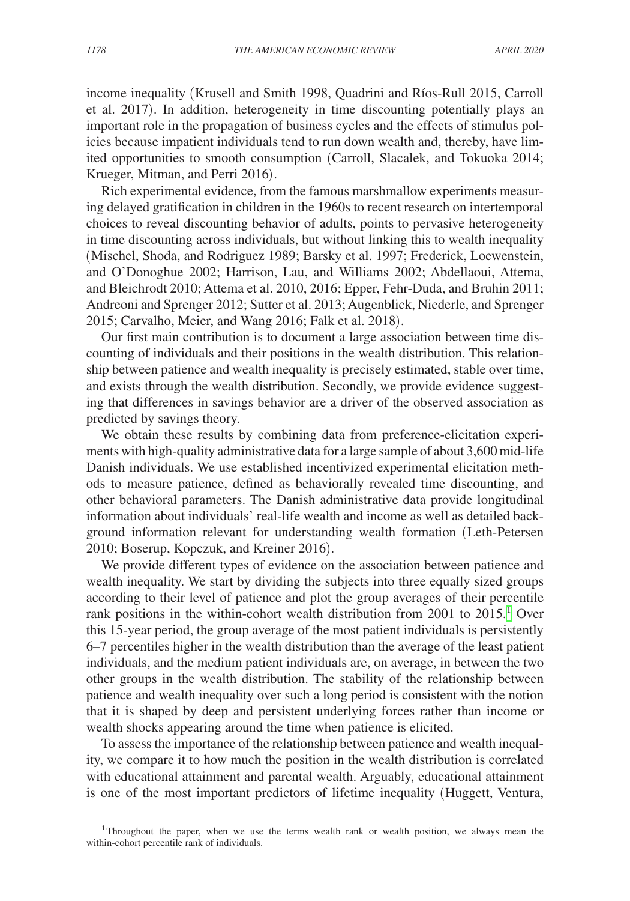income inequality (Krusell and Smith 1998, Quadrini and Ríos-Rull 2015, Carroll et al. 2017). In addition, heterogeneity in time discounting potentially plays an important role in the propagation of business cycles and the effects of stimulus policies because impatient individuals tend to run down wealth and, thereby, have limited opportunities to smooth consumption (Carroll, Slacalek, and Tokuoka 2014; Krueger, Mitman, and Perri 2016).

Rich experimental evidence, from the famous marshmallow experiments measuring delayed gratification in children in the 1960s to recent research on intertemporal choices to reveal discounting behavior of adults, points to pervasive heterogeneity in time discounting across individuals, but without linking this to wealth inequality (Mischel, Shoda, and Rodriguez 1989; Barsky et al. 1997; Frederick, Loewenstein, and O'Donoghue 2002; Harrison, Lau, and Williams 2002; Abdellaoui, Attema, and Bleichrodt 2010; Attema et al. 2010, 2016; Epper, Fehr-Duda, and Bruhin 2011; Andreoni and Sprenger 2012; Sutter et al. 2013; Augenblick, Niederle, and Sprenger 2015; Carvalho, Meier, and Wang 2016; Falk et al. 2018).

Our first main contribution is to document a large association between time discounting of individuals and their positions in the wealth distribution. This relationship between patience and wealth inequality is precisely estimated, stable over time, and exists through the wealth distribution. Secondly, we provide evidence suggesting that differences in savings behavior are a driver of the observed association as predicted by savings theory.

We obtain these results by combining data from preference-elicitation experiments with high-quality administrative data for a large sample of about 3,600 mid-life Danish individuals. We use established incentivized experimental elicitation methods to measure patience, defined as behaviorally revealed time discounting, and other behavioral parameters. The Danish administrative data provide longitudinal information about individuals' real-life wealth and income as well as detailed background information relevant for understanding wealth formation (Leth-Petersen 2010; Boserup, Kopczuk, and Kreiner 2016).

We provide different types of evidence on the association between patience and wealth inequality. We start by dividing the subjects into three equally sized groups according to their level of patience and plot the group averages of their percentile rank positions in the within-cohort wealth distribution from 2001 to 2015.[1] Over this 15-year period, the group average of the most patient individuals is persistently 6–7 percentiles higher in the wealth distribution than the average of the least patient individuals, and the medium patient individuals are, on average, in between the two other groups in the wealth distribution. The stability of the relationship between patience and wealth inequality over such a long period is consistent with the notion that it is shaped by deep and persistent underlying forces rather than income or wealth shocks appearing around the time when patience is elicited.

To assess the importance of the relationship between patience and wealth inequality, we compare it to how much the position in the wealth distribution is correlated with educational attainment and parental wealth. Arguably, educational attainment is one of the most important predictors of lifetime inequality (Huggett, Ventura,

[1] Throughout the paper, when we use the terms wealth rank or wealth position, we always mean the within-cohort percentile rank of individuals.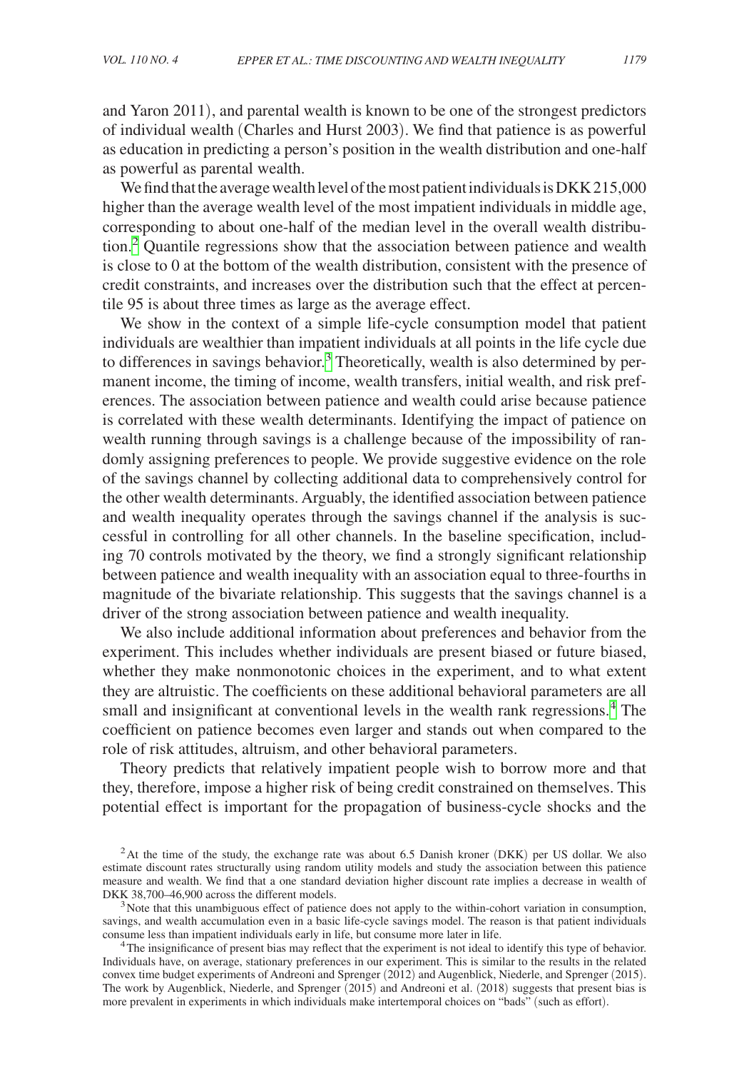and Yaron 2011), and parental wealth is known to be one of the strongest predictors of individual wealth (Charles and Hurst 2003). We find that patience is as powerful as education in predicting a person's position in the wealth distribution and one-half as powerful as parental wealth.

We find that the average wealth level of the most patient individuals is DKK 215,000 higher than the average wealth level of the most impatient individuals in middle age, corresponding to about one-half of the median level in the overall wealth distribution.[2] Quantile regressions show that the association between patience and wealth is close to 0 at the bottom of the wealth distribution, consistent with the presence of credit constraints, and increases over the distribution such that the effect at percentile 95 is about three times as large as the average effect.

We show in the context of a simple life-cycle consumption model that patient individuals are wealthier than impatient individuals at all points in the life cycle due to differences in savings behavior.[3] Theoretically, wealth is also determined by permanent income, the timing of income, wealth transfers, initial wealth, and risk preferences. The association between patience and wealth could arise because patience is correlated with these wealth determinants. Identifying the impact of patience on wealth running through savings is a challenge because of the impossibility of randomly assigning preferences to people. We provide suggestive evidence on the role of the savings channel by collecting additional data to comprehensively control for the other wealth determinants. Arguably, the identified association between patience and wealth inequality operates through the savings channel if the analysis is successful in controlling for all other channels. In the baseline specification, including 70 controls motivated by the theory, we find a strongly significant relationship between patience and wealth inequality with an association equal to three-fourths in magnitude of the bivariate relationship. This suggests that the savings channel is a driver of the strong association between patience and wealth inequality.

We also include additional information about preferences and behavior from the experiment. This includes whether individuals are present biased or future biased, whether they make nonmonotonic choices in the experiment, and to what extent they are altruistic. The coefficients on these additional behavioral parameters are all small and insignificant at conventional levels in the wealth rank regressions.[4] The coefficient on patience becomes even larger and stands out when compared to the role of risk attitudes, altruism, and other behavioral parameters.

Theory predicts that relatively impatient people wish to borrow more and that they, therefore, impose a higher risk of being credit constrained on themselves. This potential effect is important for the propagation of business-cycle shocks and the

[2] At the time of the study, the exchange rate was about 6.5 Danish kroner (DKK) per US dollar. We also estimate discount rates structurally using random utility models and study the association between this patience measure and wealth. We find that a one standard deviation higher discount rate implies a decrease in wealth of DKK 38,700–46,900 across the different models.

[3] Note that this unambiguous effect of patience does not apply to the within-cohort variation in consumption, savings, and wealth accumulation even in a basic life-cycle savings model. The reason is that patient individuals consume less than impatient individuals early in life, but consume more later in life.

[4] The insignificance of present bias may reflect that the experiment is not ideal to identify this type of behavior. Individuals have, on average, stationary preferences in our experiment. This is similar to the results in the related convex time budget experiments of Andreoni and Sprenger (2012) and Augenblick, Niederle, and Sprenger (2015). The work by Augenblick, Niederle, and Sprenger (2015) and Andreoni et al. (2018) suggests that present bias is more prevalent in experiments in which individuals make intertemporal choices on "bads" (such as effort).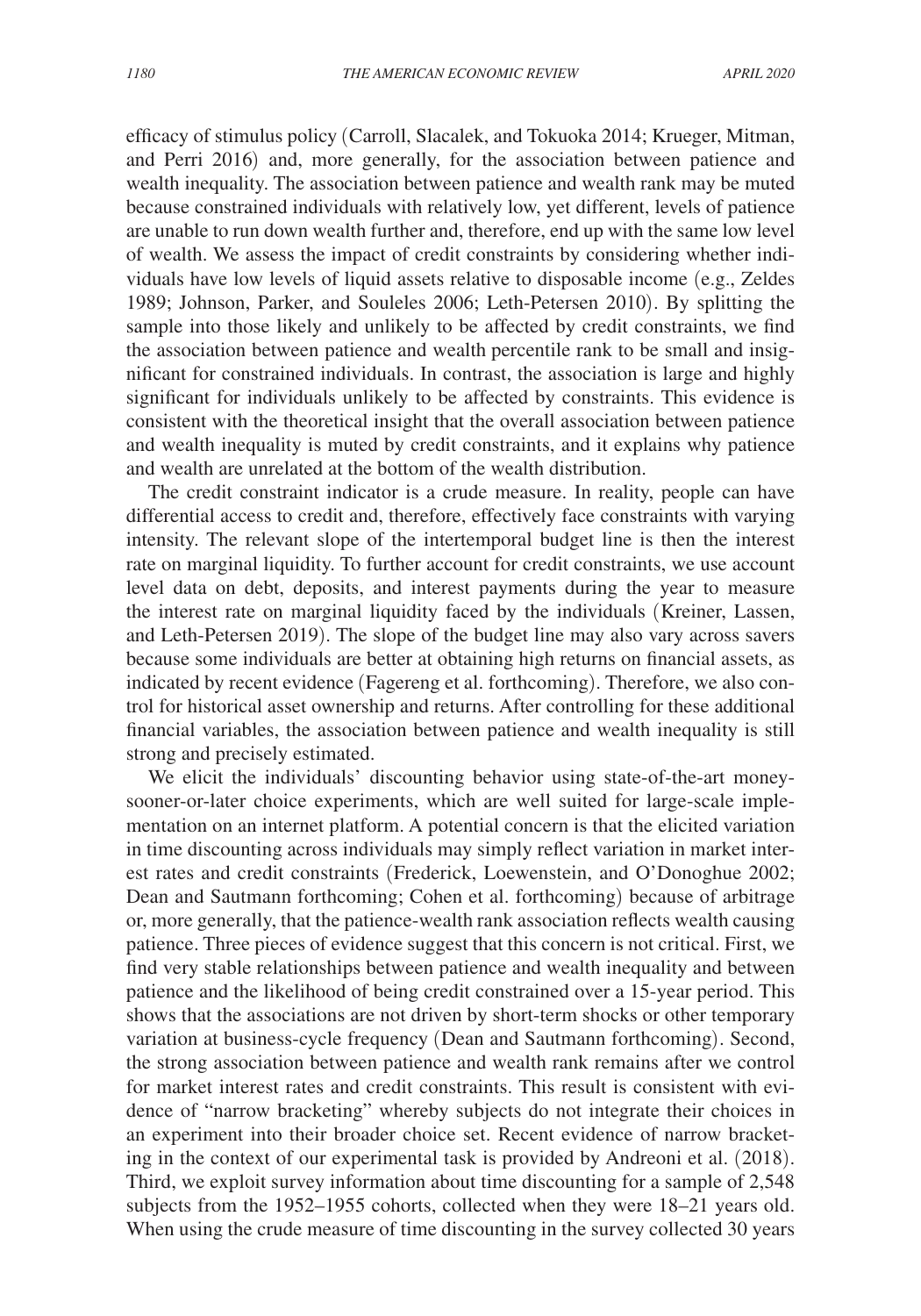efficacy of stimulus policy (Carroll, Slacalek, and Tokuoka 2014; Krueger, Mitman, and Perri 2016) and, more generally, for the association between patience and wealth inequality. The association between patience and wealth rank may be muted because constrained individuals with relatively low, yet different, levels of patience are unable to run down wealth further and, therefore, end up with the same low level of wealth. We assess the impact of credit constraints by considering whether individuals have low levels of liquid assets relative to disposable income (e.g., Zeldes 1989; Johnson, Parker, and Souleles 2006; Leth-Petersen 2010). By splitting the sample into those likely and unlikely to be affected by credit constraints, we find the association between patience and wealth percentile rank to be small and insignificant for constrained individuals. In contrast, the association is large and highly significant for individuals unlikely to be affected by constraints. This evidence is consistent with the theoretical insight that the overall association between patience and wealth inequality is muted by credit constraints, and it explains why patience and wealth are unrelated at the bottom of the wealth distribution.

The credit constraint indicator is a crude measure. In reality, people can have differential access to credit and, therefore, effectively face constraints with varying intensity. The relevant slope of the intertemporal budget line is then the interest rate on marginal liquidity. To further account for credit constraints, we use account level data on debt, deposits, and interest payments during the year to measure the interest rate on marginal liquidity faced by the individuals (Kreiner, Lassen, and Leth-Petersen 2019). The slope of the budget line may also vary across savers because some individuals are better at obtaining high returns on financial assets, as indicated by recent evidence (Fagereng et al. forthcoming). Therefore, we also control for historical asset ownership and returns. After controlling for these additional financial variables, the association between patience and wealth inequality is still strong and precisely estimated.

We elicit the individuals' discounting behavior using state-of-the-art money-sooner-or-later choice experiments, which are well suited for large-scale implementation on an internet platform. A potential concern is that the elicited variation in time discounting across individuals may simply reflect variation in market interest rates and credit constraints (Frederick, Loewenstein, and O'Donoghue 2002; Dean and Sautmann forthcoming; Cohen et al. forthcoming) because of arbitrage or, more generally, that the patience-wealth rank association reflects wealth causing patience. Three pieces of evidence suggest that this concern is not critical. First, we find very stable relationships between patience and wealth inequality and between patience and the likelihood of being credit constrained over a 15-year period. This shows that the associations are not driven by short-term shocks or other temporary variation at business-cycle frequency (Dean and Sautmann forthcoming). Second, the strong association between patience and wealth rank remains after we control for market interest rates and credit constraints. This result is consistent with evidence of "narrow bracketing" whereby subjects do not integrate their choices in an experiment into their broader choice set. Recent evidence of narrow bracketing in the context of our experimental task is provided by Andreoni et al. (2018). Third, we exploit survey information about time discounting for a sample of 2,548 subjects from the 1952–1955 cohorts, collected when they were 18–21 years old. When using the crude measure of time discounting in the survey collected 30 years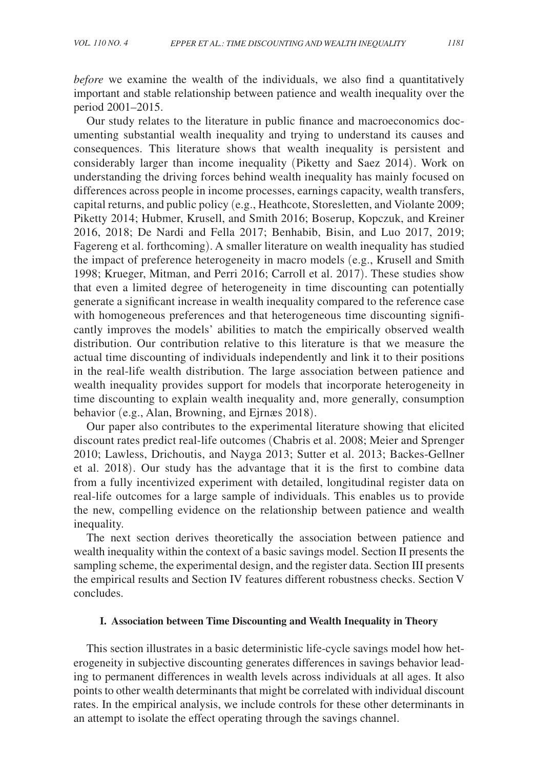*before* we examine the wealth of the individuals, we also find a quantitatively important and stable relationship between patience and wealth inequality over the period 2001–2015.

Our study relates to the literature in public finance and macroeconomics documenting substantial wealth inequality and trying to understand its causes and consequences. This literature shows that wealth inequality is persistent and considerably larger than income inequality (Piketty and Saez 2014). Work on understanding the driving forces behind wealth inequality has mainly focused on differences across people in income processes, earnings capacity, wealth transfers, capital returns, and public policy (e.g., Heathcote, Storesletten, and Violante 2009; Piketty 2014; Hubmer, Krusell, and Smith 2016; Boserup, Kopczuk, and Kreiner 2016, 2018; De Nardi and Fella 2017; Benhabib, Bisin, and Luo 2017, 2019; Fagereng et al. forthcoming). A smaller literature on wealth inequality has studied the impact of preference heterogeneity in macro models (e.g., Krusell and Smith 1998; Krueger, Mitman, and Perri 2016; Carroll et al. 2017). These studies show that even a limited degree of heterogeneity in time discounting can potentially generate a significant increase in wealth inequality compared to the reference case with homogeneous preferences and that heterogeneous time discounting significantly improves the models' abilities to match the empirically observed wealth distribution. Our contribution relative to this literature is that we measure the actual time discounting of individuals independently and link it to their positions in the real-life wealth distribution. The large association between patience and wealth inequality provides support for models that incorporate heterogeneity in time discounting to explain wealth inequality and, more generally, consumption behavior (e.g., Alan, Browning, and Ejrnæs 2018).

Our paper also contributes to the experimental literature showing that elicited discount rates predict real-life outcomes (Chabris et al. 2008; Meier and Sprenger 2010; Lawless, Drichoutis, and Nayga 2013; Sutter et al. 2013; Backes-Gellner et al. 2018). Our study has the advantage that it is the first to combine data from a fully incentivized experiment with detailed, longitudinal register data on real-life outcomes for a large sample of individuals. This enables us to provide the new, compelling evidence on the relationship between patience and wealth inequality.

The next section derives theoretically the association between patience and wealth inequality within the context of a basic savings model. Section II presents the sampling scheme, the experimental design, and the register data. Section III presents the empirical results and Section IV features different robustness checks. Section V concludes.

## I. Association between Time Discounting and Wealth Inequality in Theory

This section illustrates in a basic deterministic life-cycle savings model how heterogeneity in subjective discounting generates differences in savings behavior leading to permanent differences in wealth levels across individuals at all ages. It also points to other wealth determinants that might be correlated with individual discount rates. In the empirical analysis, we include controls for these other determinants in an attempt to isolate the effect operating through the savings channel.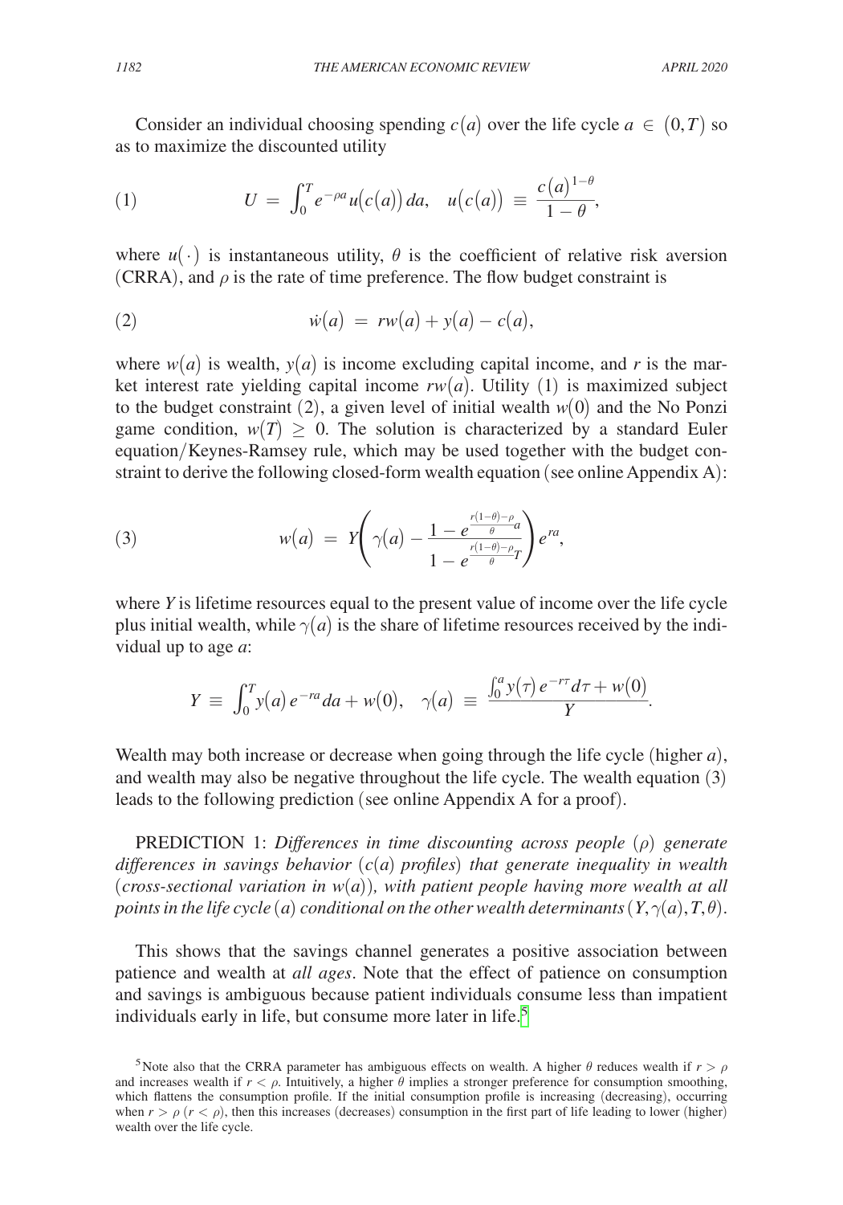Consider an individual choosing spending $c(a)$ over the life cycle $a \in (0,T)$ so as to maximize the discounted utility

$$U = \int_0^T e^{-\rho a} u(c(a))\, da, \quad u(c(a)) \equiv \frac{c(a)^{1-\theta}}{1-\theta}, \tag{1}$$

where $u(\cdot)$ is instantaneous utility, $\theta$ is the coefficient of relative risk aversion (CRRA), and $\rho$ is the rate of time preference. The flow budget constraint is

$$\dot{w}(a) = rw(a) + y(a) - c(a), \tag{2}$$

where $w(a)$ is wealth, $y(a)$ is income excluding capital income, and $r$ is the market interest rate yielding capital income $rw(a)$. Utility (1) is maximized subject to the budget constraint (2), a given level of initial wealth $w(0)$ and the No Ponzi game condition, $w(T) \geq 0$. The solution is characterized by a standard Euler equation/Keynes-Ramsey rule, which may be used together with the budget constraint to derive the following closed-form wealth equation (see online Appendix A):

$$w(a) = Y\left(\gamma(a) - \frac{1 - e^{\frac{r(1-\theta)-\rho}{\theta}a}}{1 - e^{\frac{r(1-\theta)-\rho}{\theta}T}}\right)e^{ra}, \tag{3}$$

where $Y$ is lifetime resources equal to the present value of income over the life cycle plus initial wealth, while $\gamma(a)$ is the share of lifetime resources received by the individual up to age $a$:

$$Y \equiv \int_0^T y(a)\, e^{-ra}\, da + w(0), \quad \gamma(a) \equiv \frac{\int_0^a y(\tau)\, e^{-r\tau} d\tau + w(0)}{Y}.$$

Wealth may both increase or decrease when going through the life cycle (higher $a$), and wealth may also be negative throughout the life cycle. The wealth equation (3) leads to the following prediction (see online Appendix A for a proof).

PREDICTION 1: *Differences in time discounting across people* ($\rho$) *generate differences in savings behavior* ($c(a)$ *profiles*) *that generate inequality in wealth* (*cross-sectional variation in* $w(a)$)*, with patient people having more wealth at all points in the life cycle* ($a$) *conditional on the other wealth determinants* ($Y, \gamma(a), T, \theta$).

This shows that the savings channel generates a positive association between patience and wealth at *all ages*. Note that the effect of patience on consumption and savings is ambiguous because patient individuals consume less than impatient individuals early in life, but consume more later in life.[5]

[5] Note also that the CRRA parameter has ambiguous effects on wealth. A higher $\theta$ reduces wealth if $r > \rho$ and increases wealth if $r < \rho$. Intuitively, a higher $\theta$ implies a stronger preference for consumption smoothing, which flattens the consumption profile. If the initial consumption profile is increasing (decreasing), occurring when $r > \rho$ ($r < \rho$), then this increases (decreases) consumption in the first part of life leading to lower (higher) wealth over the life cycle.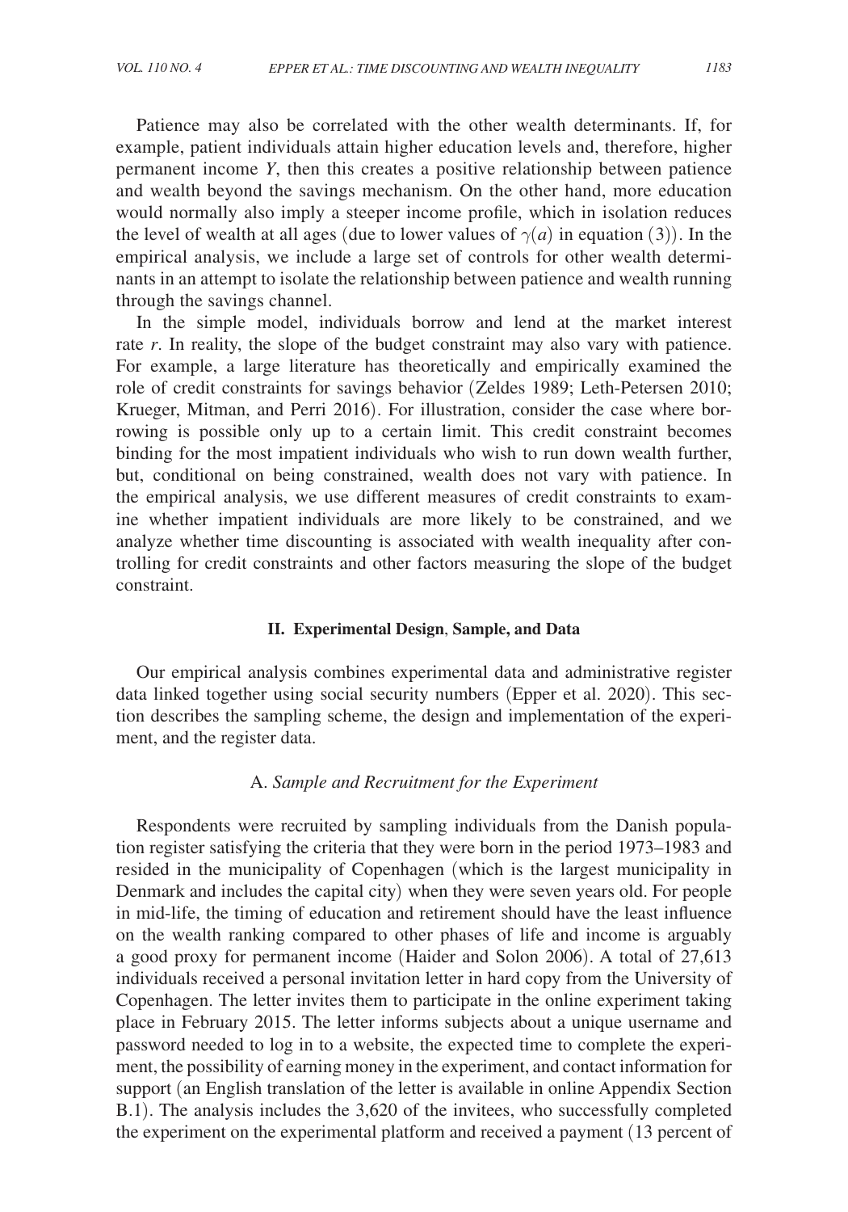Patience may also be correlated with the other wealth determinants. If, for example, patient individuals attain higher education levels and, therefore, higher permanent income $Y$, then this creates a positive relationship between patience and wealth beyond the savings mechanism. On the other hand, more education would normally also imply a steeper income profile, which in isolation reduces the level of wealth at all ages (due to lower values of $\gamma(a)$ in equation (3)). In the empirical analysis, we include a large set of controls for other wealth determinants in an attempt to isolate the relationship between patience and wealth running through the savings channel.

In the simple model, individuals borrow and lend at the market interest rate $r$. In reality, the slope of the budget constraint may also vary with patience. For example, a large literature has theoretically and empirically examined the role of credit constraints for savings behavior (Zeldes 1989; Leth-Petersen 2010; Krueger, Mitman, and Perri 2016). For illustration, consider the case where borrowing is possible only up to a certain limit. This credit constraint becomes binding for the most impatient individuals who wish to run down wealth further, but, conditional on being constrained, wealth does not vary with patience. In the empirical analysis, we use different measures of credit constraints to examine whether impatient individuals are more likely to be constrained, and we analyze whether time discounting is associated with wealth inequality after controlling for credit constraints and other factors measuring the slope of the budget constraint.

## II. Experimental Design, Sample, and Data

Our empirical analysis combines experimental data and administrative register data linked together using social security numbers (Epper et al. 2020). This section describes the sampling scheme, the design and implementation of the experiment, and the register data.

### A. *Sample and Recruitment for the Experiment*

Respondents were recruited by sampling individuals from the Danish population register satisfying the criteria that they were born in the period 1973–1983 and resided in the municipality of Copenhagen (which is the largest municipality in Denmark and includes the capital city) when they were seven years old. For people in mid-life, the timing of education and retirement should have the least influence on the wealth ranking compared to other phases of life and income is arguably a good proxy for permanent income (Haider and Solon 2006). A total of 27,613 individuals received a personal invitation letter in hard copy from the University of Copenhagen. The letter invites them to participate in the online experiment taking place in February 2015. The letter informs subjects about a unique username and password needed to log in to a website, the expected time to complete the experiment, the possibility of earning money in the experiment, and contact information for support (an English translation of the letter is available in online Appendix Section B.1). The analysis includes the 3,620 of the invitees, who successfully completed the experiment on the experimental platform and received a payment (13 percent of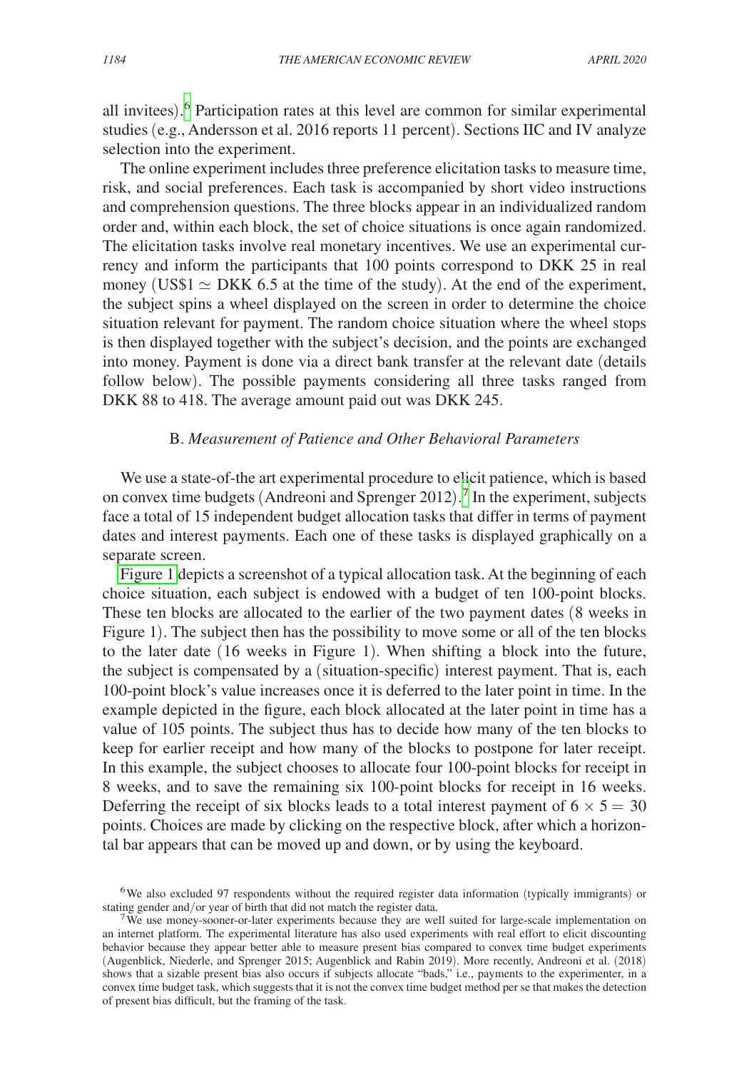all invitees).[6] Participation rates at this level are common for similar experimental studies (e.g., Andersson et al. 2016 reports 11 percent). Sections IIC and IV analyze selection into the experiment.

The online experiment includes three preference elicitation tasks to measure time, risk, and social preferences. Each task is accompanied by short video instructions and comprehension questions. The three blocks appear in an individualized random order and, within each block, the set of choice situations is once again randomized. The elicitation tasks involve real monetary incentives. We use an experimental currency and inform the participants that 100 points correspond to DKK 25 in real money (US$1 $\simeq$ DKK 6.5 at the time of the study). At the end of the experiment, the subject spins a wheel displayed on the screen in order to determine the choice situation relevant for payment. The random choice situation where the wheel stops is then displayed together with the subject's decision, and the points are exchanged into money. Payment is done via a direct bank transfer at the relevant date (details follow below). The possible payments considering all three tasks ranged from DKK 88 to 418. The average amount paid out was DKK 245.

## B. *Measurement of Patience and Other Behavioral Parameters*

We use a state-of-the art experimental procedure to elicit patience, which is based on convex time budgets (Andreoni and Sprenger 2012).[7] In the experiment, subjects face a total of 15 independent budget allocation tasks that differ in terms of payment dates and interest payments. Each one of these tasks is displayed graphically on a separate screen.

Figure 1 depicts a screenshot of a typical allocation task. At the beginning of each choice situation, each subject is endowed with a budget of ten 100-point blocks. These ten blocks are allocated to the earlier of the two payment dates (8 weeks in Figure 1). The subject then has the possibility to move some or all of the ten blocks to the later date (16 weeks in Figure 1). When shifting a block into the future, the subject is compensated by a (situation-specific) interest payment. That is, each 100-point block's value increases once it is deferred to the later point in time. In the example depicted in the figure, each block allocated at the later point in time has a value of 105 points. The subject thus has to decide how many of the ten blocks to keep for earlier receipt and how many of the blocks to postpone for later receipt. In this example, the subject chooses to allocate four 100-point blocks for receipt in 8 weeks, and to save the remaining six 100-point blocks for receipt in 16 weeks. Deferring the receipt of six blocks leads to a total interest payment of $6 \times 5 = 30$ points. Choices are made by clicking on the respective block, after which a horizontal bar appears that can be moved up and down, or by using the keyboard.

[6] We also excluded 97 respondents without the required register data information (typically immigrants) or stating gender and/or year of birth that did not match the register data.

[7] We use money-sooner-or-later experiments because they are well suited for large-scale implementation on an internet platform. The experimental literature has also used experiments with real effort to elicit discounting behavior because they appear better able to measure present bias compared to convex time budget experiments (Augenblick, Niederle, and Sprenger 2015; Augenblick and Rabin 2019). More recently, Andreoni et al. (2018) shows that a sizable present bias also occurs if subjects allocate "bads," i.e., payments to the experimenter, in a convex time budget task, which suggests that it is not the convex time budget method per se that makes the detection of present bias difficult, but the framing of the task.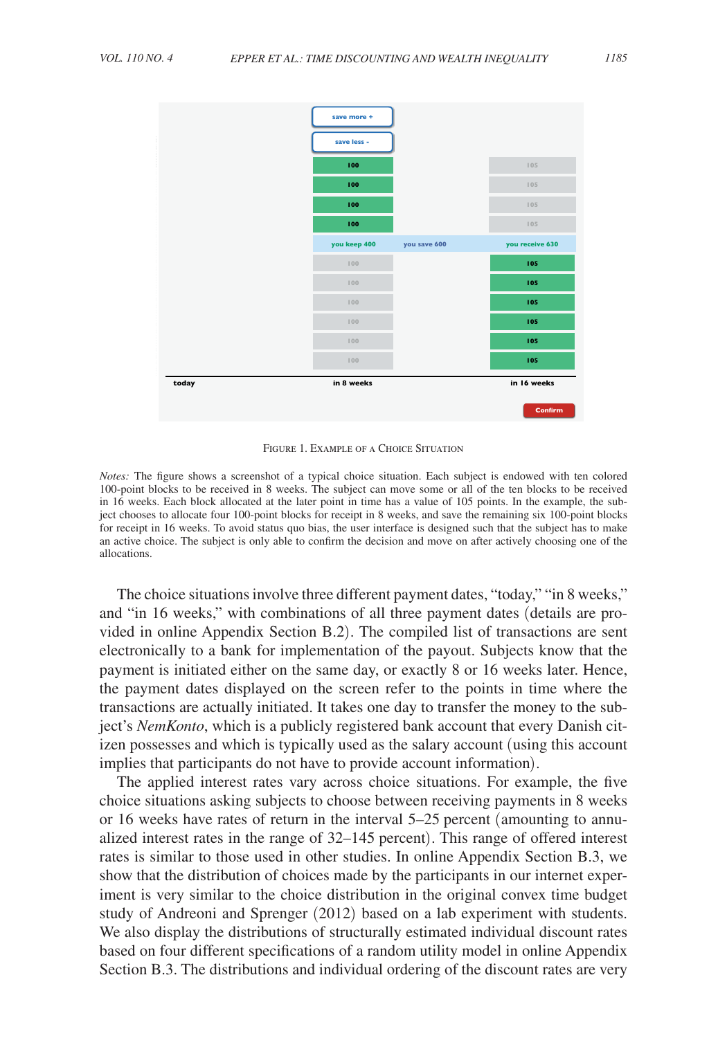Figure 1. Example of a Choice Situation

*Notes:* The figure shows a screenshot of a typical choice situation. Each subject is endowed with ten colored 100-point blocks to be received in 8 weeks. The subject can move some or all of the ten blocks to be received in 16 weeks. Each block allocated at the later point in time has a value of 105 points. In the example, the subject chooses to allocate four 100-point blocks for receipt in 8 weeks, and save the remaining six 100-point blocks for receipt in 16 weeks. To avoid status quo bias, the user interface is designed such that the subject has to make an active choice. The subject is only able to confirm the decision and move on after actively choosing one of the allocations.

The choice situations involve three different payment dates, "today," "in 8 weeks," and "in 16 weeks," with combinations of all three payment dates (details are provided in online Appendix Section B.2). The compiled list of transactions are sent electronically to a bank for implementation of the payout. Subjects know that the payment is initiated either on the same day, or exactly 8 or 16 weeks later. Hence, the payment dates displayed on the screen refer to the points in time where the transactions are actually initiated. It takes one day to transfer the money to the subject's *NemKonto*, which is a publicly registered bank account that every Danish citizen possesses and which is typically used as the salary account (using this account implies that participants do not have to provide account information).

The applied interest rates vary across choice situations. For example, the five choice situations asking subjects to choose between receiving payments in 8 weeks or 16 weeks have rates of return in the interval 5–25 percent (amounting to annualized interest rates in the range of 32–145 percent). This range of offered interest rates is similar to those used in other studies. In online Appendix Section B.3, we show that the distribution of choices made by the participants in our internet experiment is very similar to the choice distribution in the original convex time budget study of Andreoni and Sprenger (2012) based on a lab experiment with students. We also display the distributions of structurally estimated individual discount rates based on four different specifications of a random utility model in online Appendix Section B.3. The distributions and individual ordering of the discount rates are very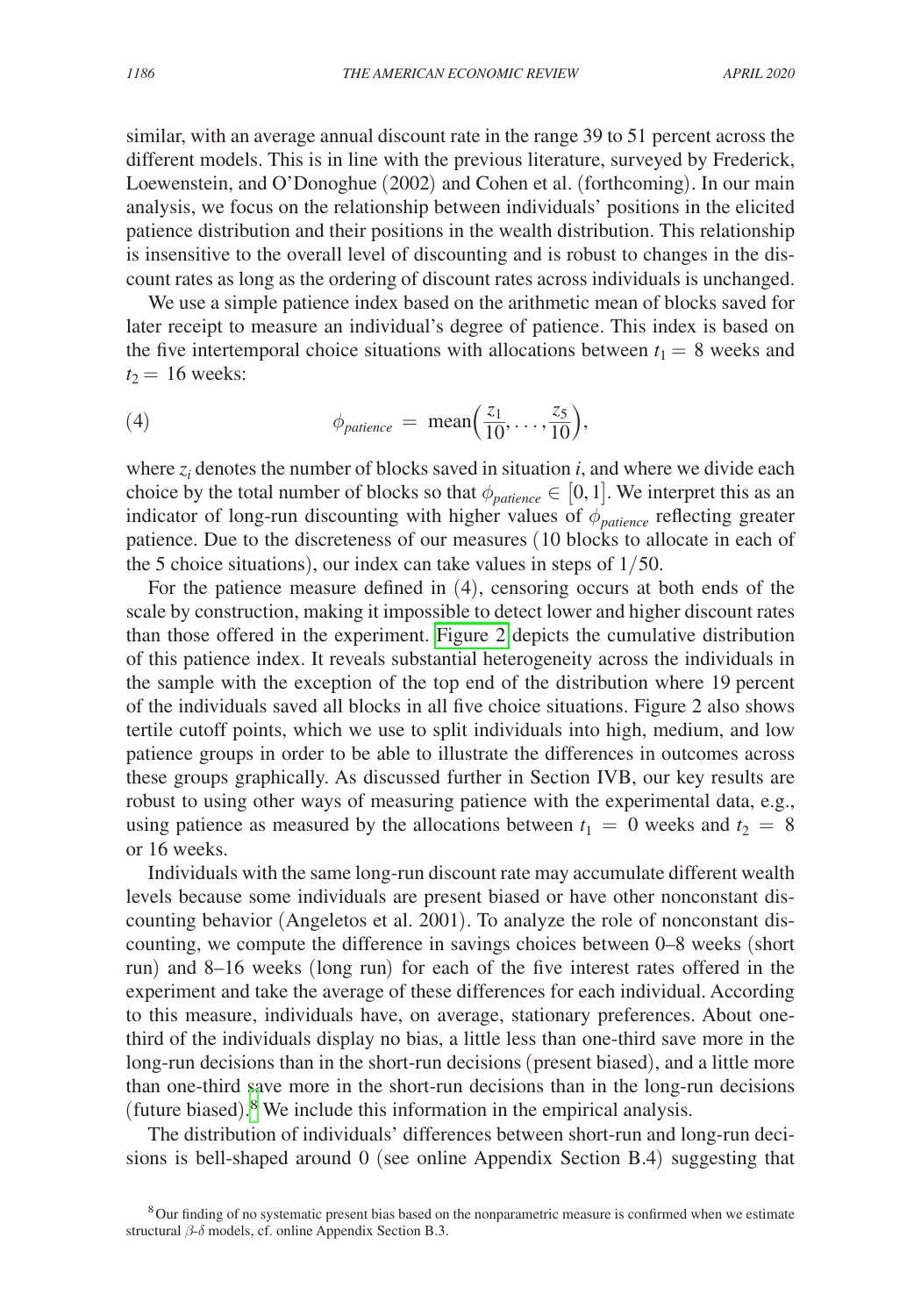similar, with an average annual discount rate in the range 39 to 51 percent across the different models. This is in line with the previous literature, surveyed by Frederick, Loewenstein, and O'Donoghue (2002) and Cohen et al. (forthcoming). In our main analysis, we focus on the relationship between individuals' positions in the elicited patience distribution and their positions in the wealth distribution. This relationship is insensitive to the overall level of discounting and is robust to changes in the discount rates as long as the ordering of discount rates across individuals is unchanged.

We use a simple patience index based on the arithmetic mean of blocks saved for later receipt to measure an individual's degree of patience. This index is based on the five intertemporal choice situations with allocations between $t_1 = 8$ weeks and $t_2 = 16$ weeks:

$$\phi_{patience} = \text{mean}\Big(\frac{z_1}{10}, \ldots, \frac{z_5}{10}\Big), \tag{4}$$

where $z_i$ denotes the number of blocks saved in situation $i$, and where we divide each choice by the total number of blocks so that $\phi_{patience} \in [0,1]$. We interpret this as an indicator of long-run discounting with higher values of $\phi_{patience}$ reflecting greater patience. Due to the discreteness of our measures (10 blocks to allocate in each of the 5 choice situations), our index can take values in steps of $1/50$.

For the patience measure defined in (4), censoring occurs at both ends of the scale by construction, making it impossible to detect lower and higher discount rates than those offered in the experiment. Figure 2 depicts the cumulative distribution of this patience index. It reveals substantial heterogeneity across the individuals in the sample with the exception of the top end of the distribution where 19 percent of the individuals saved all blocks in all five choice situations. Figure 2 also shows tertile cutoff points, which we use to split individuals into high, medium, and low patience groups in order to be able to illustrate the differences in outcomes across these groups graphically. As discussed further in Section IVB, our key results are robust to using other ways of measuring patience with the experimental data, e.g., using patience as measured by the allocations between $t_1 = 0$ weeks and $t_2 = 8$ or 16 weeks.

Individuals with the same long-run discount rate may accumulate different wealth levels because some individuals are present biased or have other nonconstant discounting behavior (Angeletos et al. 2001). To analyze the role of nonconstant discounting, we compute the difference in savings choices between 0–8 weeks (short run) and 8–16 weeks (long run) for each of the five interest rates offered in the experiment and take the average of these differences for each individual. According to this measure, individuals have, on average, stationary preferences. About one-third of the individuals display no bias, a little less than one-third save more in the long-run decisions than in the short-run decisions (present biased), and a little more than one-third save more in the short-run decisions than in the long-run decisions (future biased).[8] We include this information in the empirical analysis.

The distribution of individuals' differences between short-run and long-run decisions is bell-shaped around 0 (see online Appendix Section B.4) suggesting that

[8] Our finding of no systematic present bias based on the nonparametric measure is confirmed when we estimate structural $\beta$-$\delta$ models, cf. online Appendix Section B.3.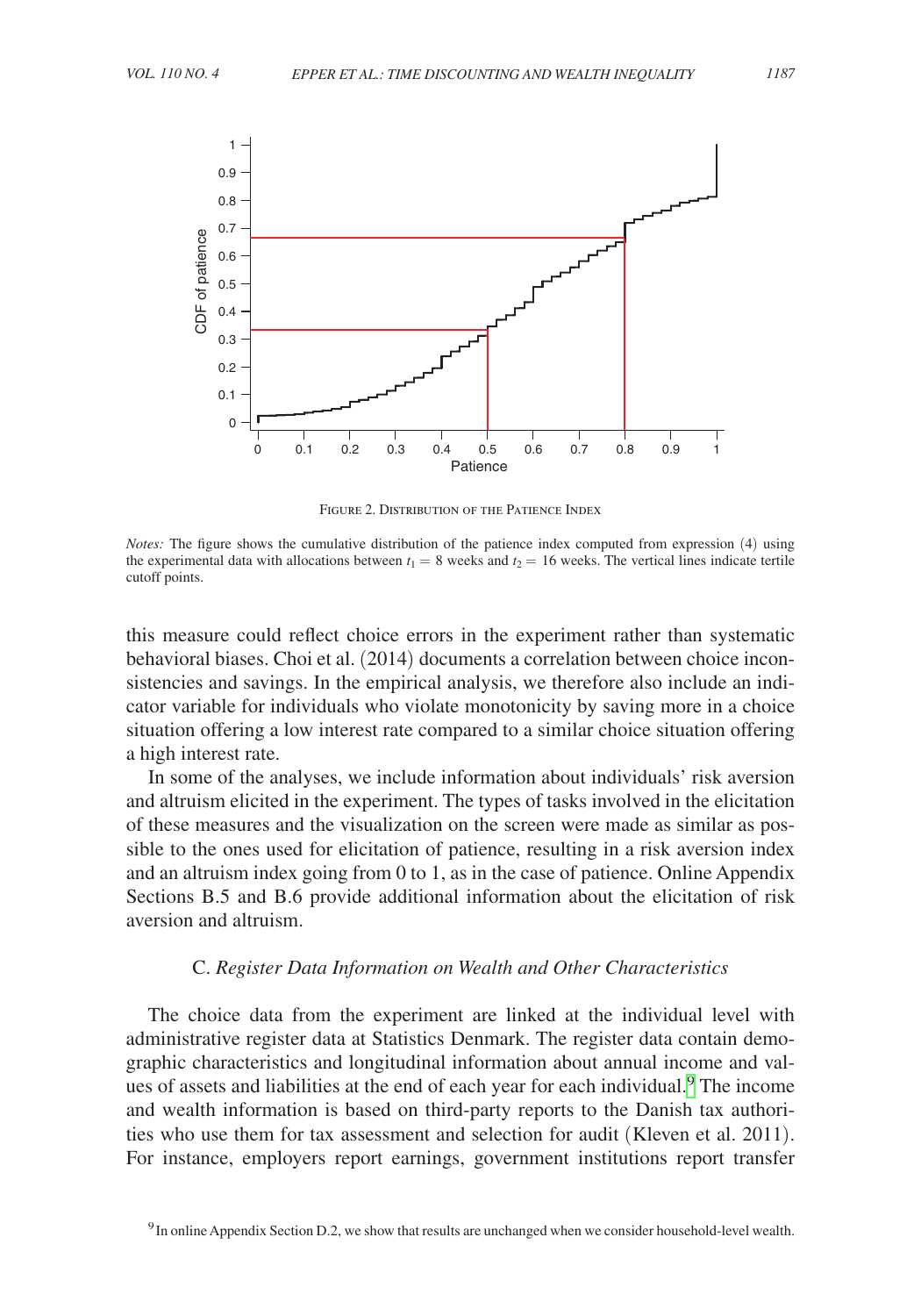Figure 2. Distribution of the Patience Index

*Notes:* The figure shows the cumulative distribution of the patience index computed from expression (4) using the experimental data with allocations between $t_1 = 8$ weeks and $t_2 = 16$ weeks. The vertical lines indicate tertile cutoff points.

this measure could reflect choice errors in the experiment rather than systematic behavioral biases. Choi et al. (2014) documents a correlation between choice inconsistencies and savings. In the empirical analysis, we therefore also include an indicator variable for individuals who violate monotonicity by saving more in a choice situation offering a low interest rate compared to a similar choice situation offering a high interest rate.

In some of the analyses, we include information about individuals' risk aversion and altruism elicited in the experiment. The types of tasks involved in the elicitation of these measures and the visualization on the screen were made as similar as possible to the ones used for elicitation of patience, resulting in a risk aversion index and an altruism index going from 0 to 1, as in the case of patience. Online Appendix Sections B.5 and B.6 provide additional information about the elicitation of risk aversion and altruism.

### C. *Register Data Information on Wealth and Other Characteristics*

The choice data from the experiment are linked at the individual level with administrative register data at Statistics Denmark. The register data contain demographic characteristics and longitudinal information about annual income and values of assets and liabilities at the end of each year for each individual.[9] The income and wealth information is based on third-party reports to the Danish tax authorities who use them for tax assessment and selection for audit (Kleven et al. 2011). For instance, employers report earnings, government institutions report transfer

[9] In online Appendix Section D.2, we show that results are unchanged when we consider household-level wealth.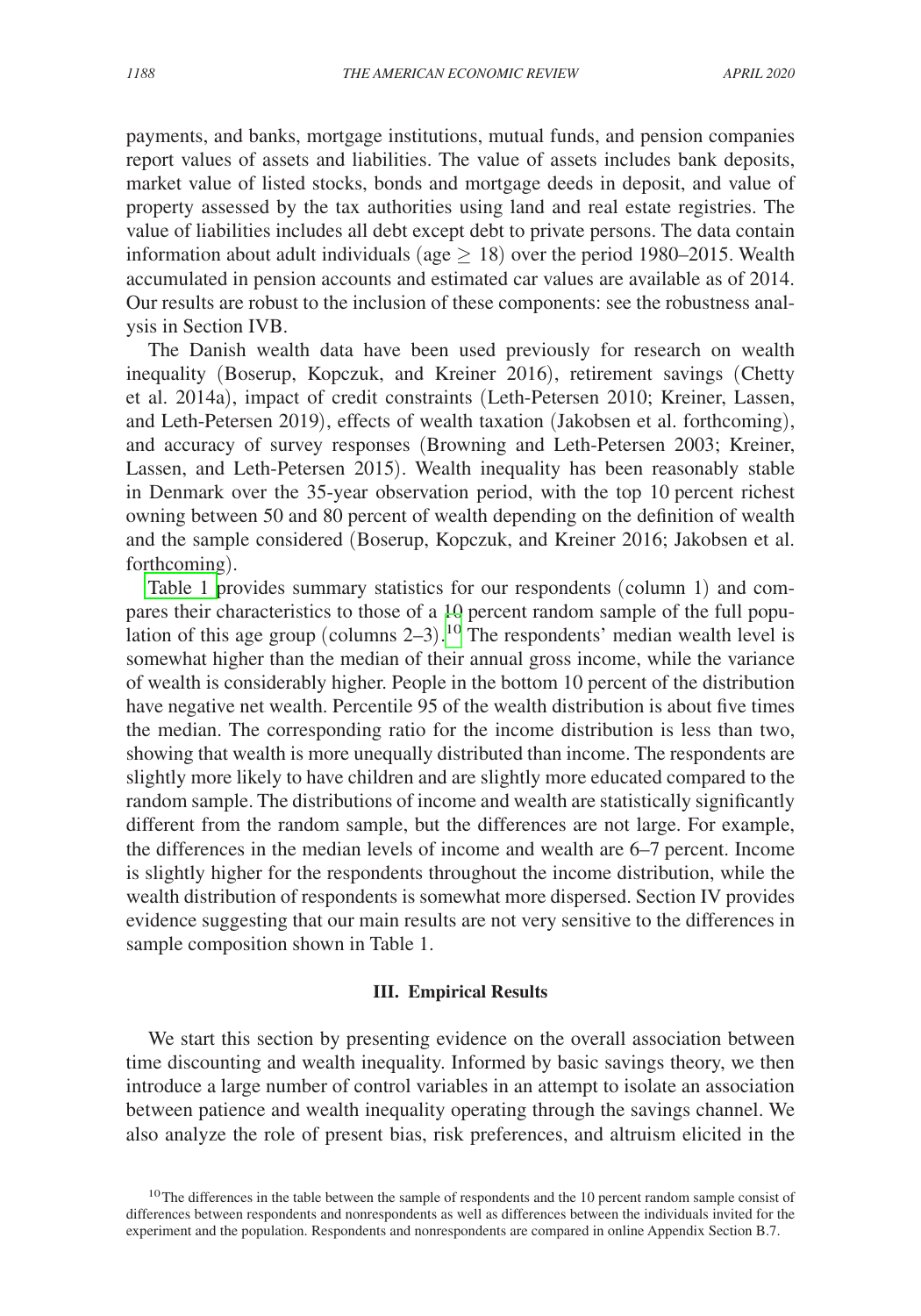payments, and banks, mortgage institutions, mutual funds, and pension companies report values of assets and liabilities. The value of assets includes bank deposits, market value of listed stocks, bonds and mortgage deeds in deposit, and value of property assessed by the tax authorities using land and real estate registries. The value of liabilities includes all debt except debt to private persons. The data contain information about adult individuals (age $\geq$ 18) over the period 1980–2015. Wealth accumulated in pension accounts and estimated car values are available as of 2014. Our results are robust to the inclusion of these components: see the robustness analysis in Section IVB.

The Danish wealth data have been used previously for research on wealth inequality (Boserup, Kopczuk, and Kreiner 2016), retirement savings (Chetty et al. 2014a), impact of credit constraints (Leth-Petersen 2010; Kreiner, Lassen, and Leth-Petersen 2019), effects of wealth taxation (Jakobsen et al. forthcoming), and accuracy of survey responses (Browning and Leth-Petersen 2003; Kreiner, Lassen, and Leth-Petersen 2015). Wealth inequality has been reasonably stable in Denmark over the 35-year observation period, with the top 10 percent richest owning between 50 and 80 percent of wealth depending on the definition of wealth and the sample considered (Boserup, Kopczuk, and Kreiner 2016; Jakobsen et al. forthcoming).

Table 1 provides summary statistics for our respondents (column 1) and compares their characteristics to those of a 10 percent random sample of the full population of this age group (columns 2–3).[10] The respondents' median wealth level is somewhat higher than the median of their annual gross income, while the variance of wealth is considerably higher. People in the bottom 10 percent of the distribution have negative net wealth. Percentile 95 of the wealth distribution is about five times the median. The corresponding ratio for the income distribution is less than two, showing that wealth is more unequally distributed than income. The respondents are slightly more likely to have children and are slightly more educated compared to the random sample. The distributions of income and wealth are statistically significantly different from the random sample, but the differences are not large. For example, the differences in the median levels of income and wealth are 6–7 percent. Income is slightly higher for the respondents throughout the income distribution, while the wealth distribution of respondents is somewhat more dispersed. Section IV provides evidence suggesting that our main results are not very sensitive to the differences in sample composition shown in Table 1.

## III. Empirical Results

We start this section by presenting evidence on the overall association between time discounting and wealth inequality. Informed by basic savings theory, we then introduce a large number of control variables in an attempt to isolate an association between patience and wealth inequality operating through the savings channel. We also analyze the role of present bias, risk preferences, and altruism elicited in the

[10] The differences in the table between the sample of respondents and the 10 percent random sample consist of differences between respondents and nonrespondents as well as differences between the individuals invited for the experiment and the population. Respondents and nonrespondents are compared in online Appendix Section B.7.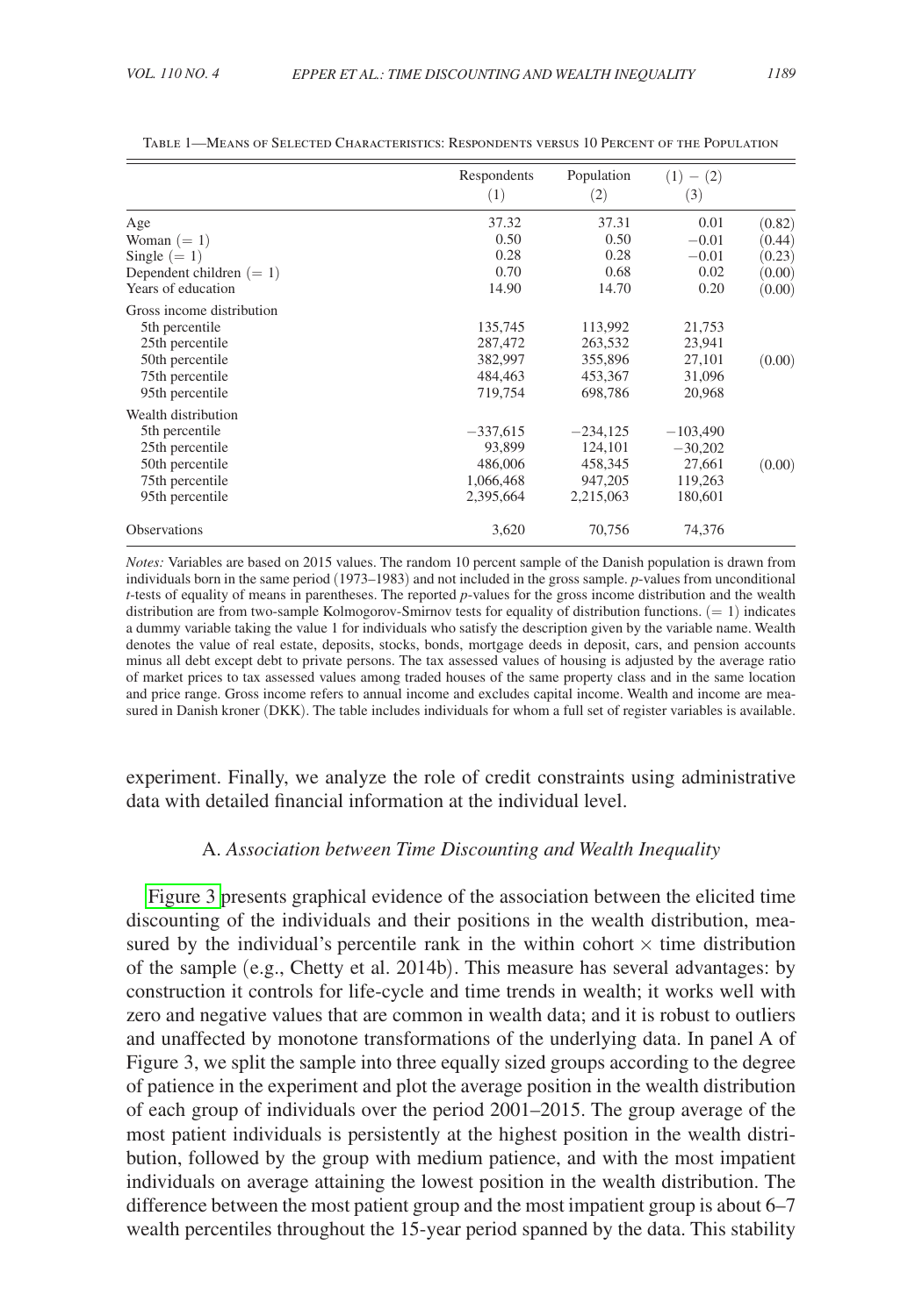Table 1—Means of Selected Characteristics: Respondents versus 10 Percent of the Population

| | Respondents (1) | Population (2) | (1) − (2) (3) | |
|---|---|---|---|---|
| Age | 37.32 | 37.31 | 0.01 | (0.82) |
| Woman (= 1) | 0.50 | 0.50 | −0.01 | (0.44) |
| Single (= 1) | 0.28 | 0.28 | −0.01 | (0.23) |
| Dependent children (= 1) | 0.70 | 0.68 | 0.02 | (0.00) |
| Years of education | 14.90 | 14.70 | 0.20 | (0.00) |
| Gross income distribution | | | | |
| 5th percentile | 135,745 | 113,992 | 21,753 | |
| 25th percentile | 287,472 | 263,532 | 23,941 | |
| 50th percentile | 382,997 | 355,896 | 27,101 | (0.00) |
| 75th percentile | 484,463 | 453,367 | 31,096 | |
| 95th percentile | 719,754 | 698,786 | 20,968 | |
| Wealth distribution | | | | |
| 5th percentile | −337,615 | −234,125 | −103,490 | |
| 25th percentile | 93,899 | 124,101 | −30,202 | |
| 50th percentile | 486,006 | 458,345 | 27,661 | (0.00) |
| 75th percentile | 1,066,468 | 947,205 | 119,263 | |
| 95th percentile | 2,395,664 | 2,215,063 | 180,601 | |
| Observations | 3,620 | 70,756 | 74,376 | |

*Notes:* Variables are based on 2015 values. The random 10 percent sample of the Danish population is drawn from individuals born in the same period (1973–1983) and not included in the gross sample. *p*-values from unconditional *t*-tests of equality of means in parentheses. The reported *p*-values for the gross income distribution and the wealth distribution are from two-sample Kolmogorov-Smirnov tests for equality of distribution functions. (= 1) indicates a dummy variable taking the value 1 for individuals who satisfy the description given by the variable name. Wealth denotes the value of real estate, deposits, stocks, bonds, mortgage deeds in deposit, cars, and pension accounts minus all debt except debt to private persons. The tax assessed values of housing is adjusted by the average ratio of market prices to tax assessed values among traded houses of the same property class and in the same location and price range. Gross income refers to annual income and excludes capital income. Wealth and income are measured in Danish kroner (DKK). The table includes individuals for whom a full set of register variables is available.

experiment. Finally, we analyze the role of credit constraints using administrative data with detailed financial information at the individual level.

### A. *Association between Time Discounting and Wealth Inequality*

Figure 3 presents graphical evidence of the association between the elicited time discounting of the individuals and their positions in the wealth distribution, measured by the individual's percentile rank in the within cohort $\times$ time distribution of the sample (e.g., Chetty et al. 2014b). This measure has several advantages: by construction it controls for life-cycle and time trends in wealth; it works well with zero and negative values that are common in wealth data; and it is robust to outliers and unaffected by monotone transformations of the underlying data. In panel A of Figure 3, we split the sample into three equally sized groups according to the degree of patience in the experiment and plot the average position in the wealth distribution of each group of individuals over the period 2001–2015. The group average of the most patient individuals is persistently at the highest position in the wealth distribution, followed by the group with medium patience, and with the most impatient individuals on average attaining the lowest position in the wealth distribution. The difference between the most patient group and the most impatient group is about 6–7 wealth percentiles throughout the 15-year period spanned by the data. This stability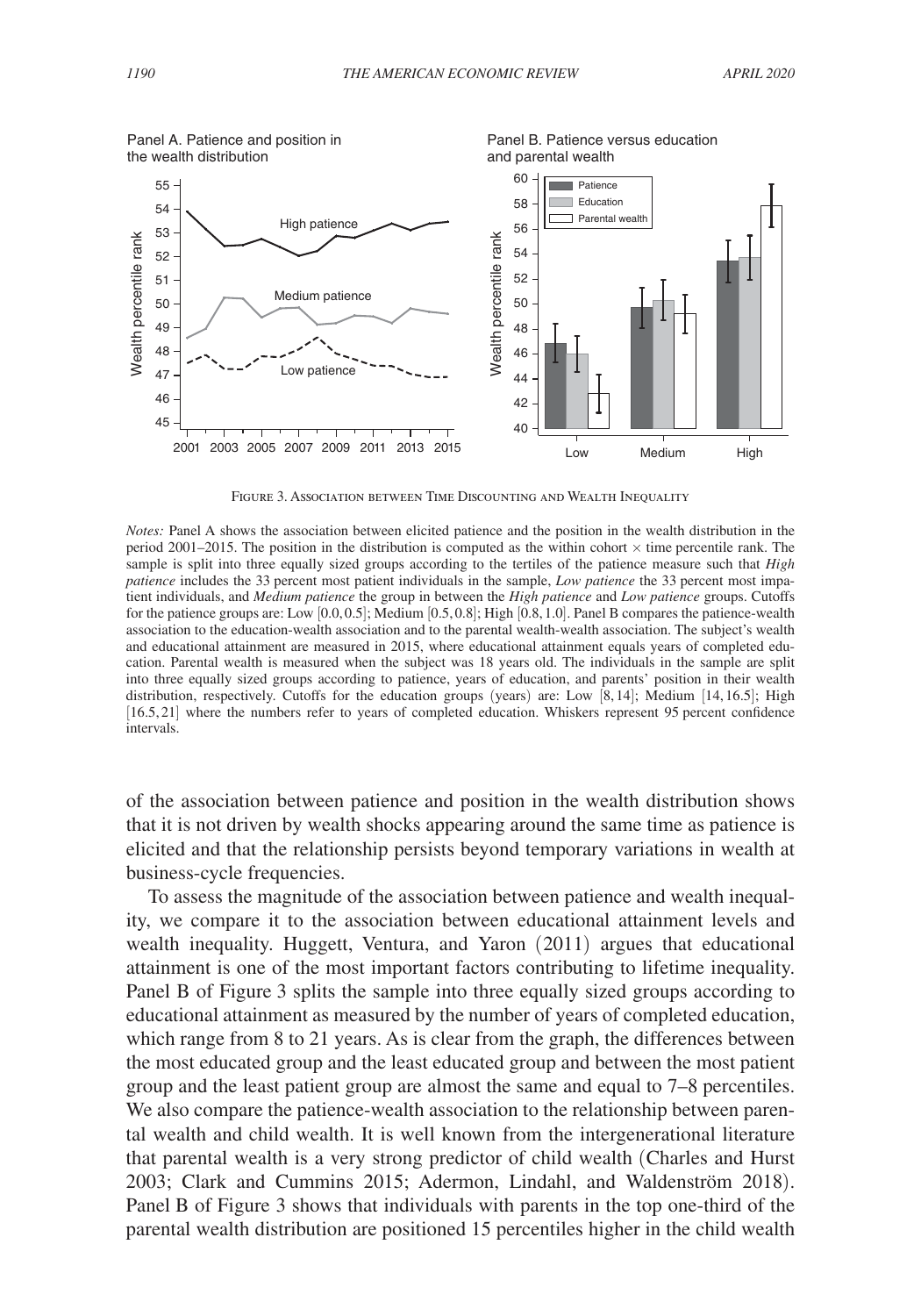FIGURE 3. ASSOCIATION BETWEEN TIME DISCOUNTING AND WEALTH INEQUALITY

*Notes:* Panel A shows the association between elicited patience and the position in the wealth distribution in the period 2001–2015. The position in the distribution is computed as the within cohort × time percentile rank. The sample is split into three equally sized groups according to the tertiles of the patience measure such that *High patience* includes the 33 percent most patient individuals in the sample, *Low patience* the 33 percent most impatient individuals, and *Medium patience* the group in between the *High patience* and *Low patience* groups. Cutoffs for the patience groups are: Low $[0.0, 0.5]$; Medium $[0.5, 0.8]$; High $[0.8, 1.0]$. Panel B compares the patience-wealth association to the education-wealth association and to the parental wealth-wealth association. The subject's wealth and educational attainment are measured in 2015, where educational attainment equals years of completed education. Parental wealth is measured when the subject was 18 years old. The individuals in the sample are split into three equally sized groups according to patience, years of education, and parents' position in their wealth distribution, respectively. Cutoffs for the education groups (years) are: Low $[8, 14]$; Medium $[14, 16.5]$; High $[16.5, 21]$ where the numbers refer to years of completed education. Whiskers represent 95 percent confidence intervals.

of the association between patience and position in the wealth distribution shows that it is not driven by wealth shocks appearing around the same time as patience is elicited and that the relationship persists beyond temporary variations in wealth at business-cycle frequencies.

To assess the magnitude of the association between patience and wealth inequality, we compare it to the association between educational attainment levels and wealth inequality. Huggett, Ventura, and Yaron (2011) argues that educational attainment is one of the most important factors contributing to lifetime inequality. Panel B of Figure 3 splits the sample into three equally sized groups according to educational attainment as measured by the number of years of completed education, which range from 8 to 21 years. As is clear from the graph, the differences between the most educated group and the least educated group and between the most patient group and the least patient group are almost the same and equal to 7–8 percentiles. We also compare the patience-wealth association to the relationship between parental wealth and child wealth. It is well known from the intergenerational literature that parental wealth is a very strong predictor of child wealth (Charles and Hurst 2003; Clark and Cummins 2015; Adermon, Lindahl, and Waldenström 2018). Panel B of Figure 3 shows that individuals with parents in the top one-third of the parental wealth distribution are positioned 15 percentiles higher in the child wealth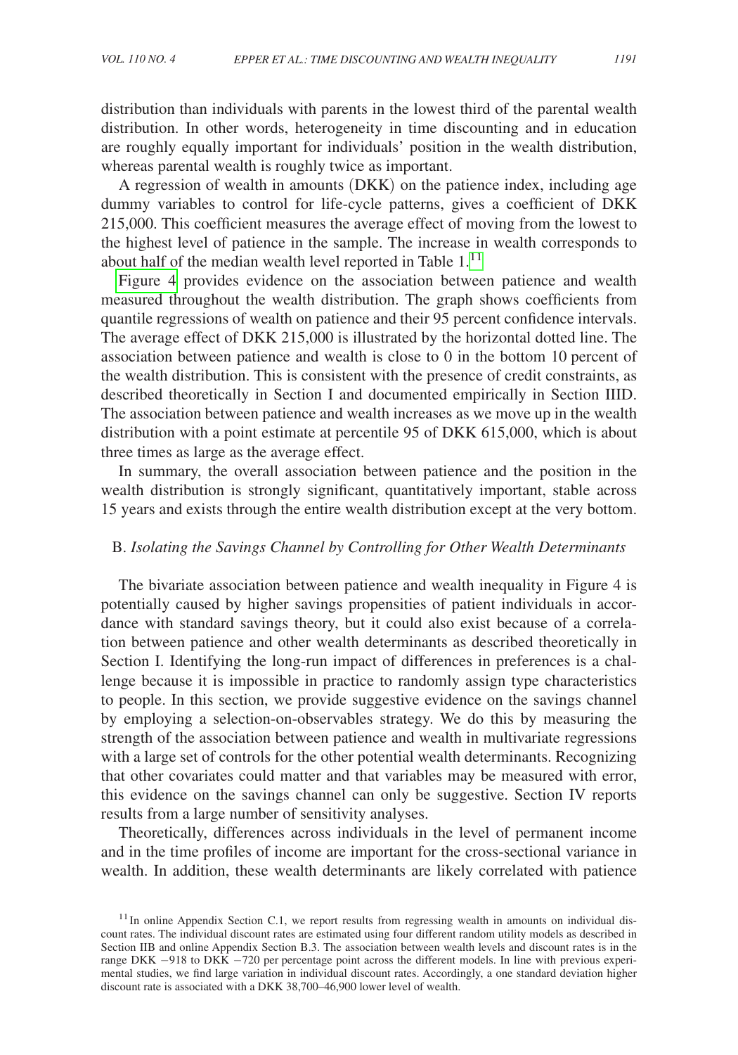distribution than individuals with parents in the lowest third of the parental wealth distribution. In other words, heterogeneity in time discounting and in education are roughly equally important for individuals' position in the wealth distribution, whereas parental wealth is roughly twice as important.

A regression of wealth in amounts (DKK) on the patience index, including age dummy variables to control for life-cycle patterns, gives a coefficient of DKK 215,000. This coefficient measures the average effect of moving from the lowest to the highest level of patience in the sample. The increase in wealth corresponds to about half of the median wealth level reported in Table 1.[11]

Figure 4 provides evidence on the association between patience and wealth measured throughout the wealth distribution. The graph shows coefficients from quantile regressions of wealth on patience and their 95 percent confidence intervals. The average effect of DKK 215,000 is illustrated by the horizontal dotted line. The association between patience and wealth is close to 0 in the bottom 10 percent of the wealth distribution. This is consistent with the presence of credit constraints, as described theoretically in Section I and documented empirically in Section IIID. The association between patience and wealth increases as we move up in the wealth distribution with a point estimate at percentile 95 of DKK 615,000, which is about three times as large as the average effect.

In summary, the overall association between patience and the position in the wealth distribution is strongly significant, quantitatively important, stable across 15 years and exists through the entire wealth distribution except at the very bottom.

## B. *Isolating the Savings Channel by Controlling for Other Wealth Determinants*

The bivariate association between patience and wealth inequality in Figure 4 is potentially caused by higher savings propensities of patient individuals in accordance with standard savings theory, but it could also exist because of a correlation between patience and other wealth determinants as described theoretically in Section I. Identifying the long-run impact of differences in preferences is a challenge because it is impossible in practice to randomly assign type characteristics to people. In this section, we provide suggestive evidence on the savings channel by employing a selection-on-observables strategy. We do this by measuring the strength of the association between patience and wealth in multivariate regressions with a large set of controls for the other potential wealth determinants. Recognizing that other covariates could matter and that variables may be measured with error, this evidence on the savings channel can only be suggestive. Section IV reports results from a large number of sensitivity analyses.

Theoretically, differences across individuals in the level of permanent income and in the time profiles of income are important for the cross-sectional variance in wealth. In addition, these wealth determinants are likely correlated with patience

[11] In online Appendix Section C.1, we report results from regressing wealth in amounts on individual discount rates. The individual discount rates are estimated using four different random utility models as described in Section IIB and online Appendix Section B.3. The association between wealth levels and discount rates is in the range DKK −918 to DKK −720 per percentage point across the different models. In line with previous experimental studies, we find large variation in individual discount rates. Accordingly, a one standard deviation higher discount rate is associated with a DKK 38,700–46,900 lower level of wealth.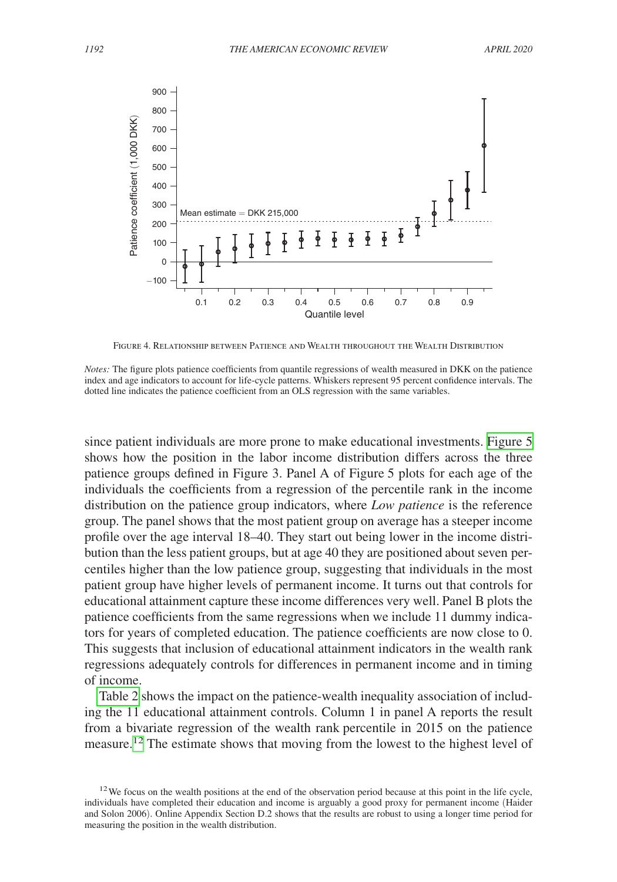Figure 4. Relationship between Patience and Wealth throughout the Wealth Distribution

*Notes:* The figure plots patience coefficients from quantile regressions of wealth measured in DKK on the patience index and age indicators to account for life-cycle patterns. Whiskers represent 95 percent confidence intervals. The dotted line indicates the patience coefficient from an OLS regression with the same variables.

since patient individuals are more prone to make educational investments. Figure 5 shows how the position in the labor income distribution differs across the three patience groups defined in Figure 3. Panel A of Figure 5 plots for each age of the individuals the coefficients from a regression of the percentile rank in the income distribution on the patience group indicators, where *Low patience* is the reference group. The panel shows that the most patient group on average has a steeper income profile over the age interval 18–40. They start out being lower in the income distribution than the less patient groups, but at age 40 they are positioned about seven percentiles higher than the low patience group, suggesting that individuals in the most patient group have higher levels of permanent income. It turns out that controls for educational attainment capture these income differences very well. Panel B plots the patience coefficients from the same regressions when we include 11 dummy indicators for years of completed education. The patience coefficients are now close to 0. This suggests that inclusion of educational attainment indicators in the wealth rank regressions adequately controls for differences in permanent income and in timing of income.

Table 2 shows the impact on the patience-wealth inequality association of including the 11 educational attainment controls. Column 1 in panel A reports the result from a bivariate regression of the wealth rank percentile in 2015 on the patience measure.[12] The estimate shows that moving from the lowest to the highest level of

[12] We focus on the wealth positions at the end of the observation period because at this point in the life cycle, individuals have completed their education and income is arguably a good proxy for permanent income (Haider and Solon 2006). Online Appendix Section D.2 shows that the results are robust to using a longer time period for measuring the position in the wealth distribution.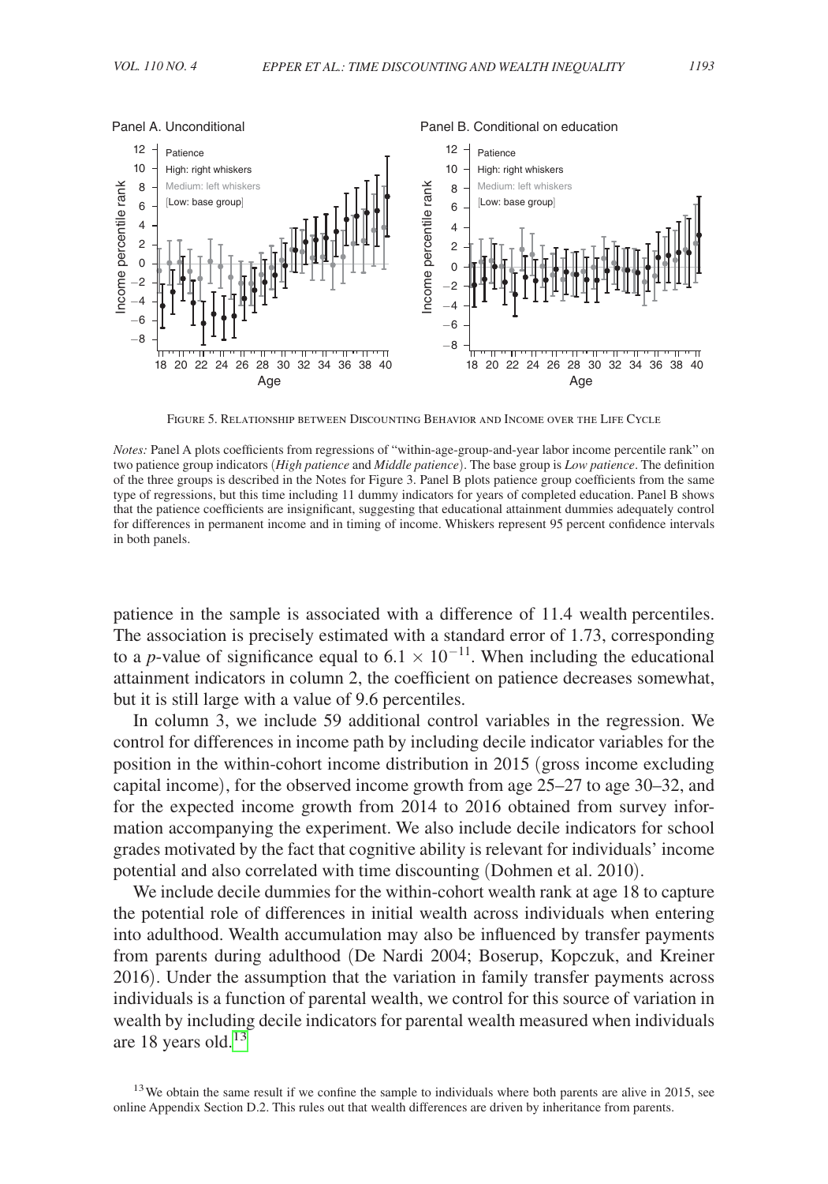Figure 5. Relationship between Discounting Behavior and Income over the Life Cycle

*Notes:* Panel A plots coefficients from regressions of "within-age-group-and-year labor income percentile rank" on two patience group indicators (*High patience* and *Middle patience*). The base group is *Low patience*. The definition of the three groups is described in the Notes for Figure 3. Panel B plots patience group coefficients from the same type of regressions, but this time including 11 dummy indicators for years of completed education. Panel B shows that the patience coefficients are insignificant, suggesting that educational attainment dummies adequately control for differences in permanent income and in timing of income. Whiskers represent 95 percent confidence intervals in both panels.

patience in the sample is associated with a difference of 11.4 wealth percentiles. The association is precisely estimated with a standard error of 1.73, corresponding to a *p*-value of significance equal to $6.1 \times 10^{-11}$. When including the educational attainment indicators in column 2, the coefficient on patience decreases somewhat, but it is still large with a value of 9.6 percentiles.

In column 3, we include 59 additional control variables in the regression. We control for differences in income path by including decile indicator variables for the position in the within-cohort income distribution in 2015 (gross income excluding capital income), for the observed income growth from age 25–27 to age 30–32, and for the expected income growth from 2014 to 2016 obtained from survey information accompanying the experiment. We also include decile indicators for school grades motivated by the fact that cognitive ability is relevant for individuals' income potential and also correlated with time discounting (Dohmen et al. 2010).

We include decile dummies for the within-cohort wealth rank at age 18 to capture the potential role of differences in initial wealth across individuals when entering into adulthood. Wealth accumulation may also be influenced by transfer payments from parents during adulthood (De Nardi 2004; Boserup, Kopczuk, and Kreiner 2016). Under the assumption that the variation in family transfer payments across individuals is a function of parental wealth, we control for this source of variation in wealth by including decile indicators for parental wealth measured when individuals are 18 years old.[13]

[13] We obtain the same result if we confine the sample to individuals where both parents are alive in 2015, see online Appendix Section D.2. This rules out that wealth differences are driven by inheritance from parents.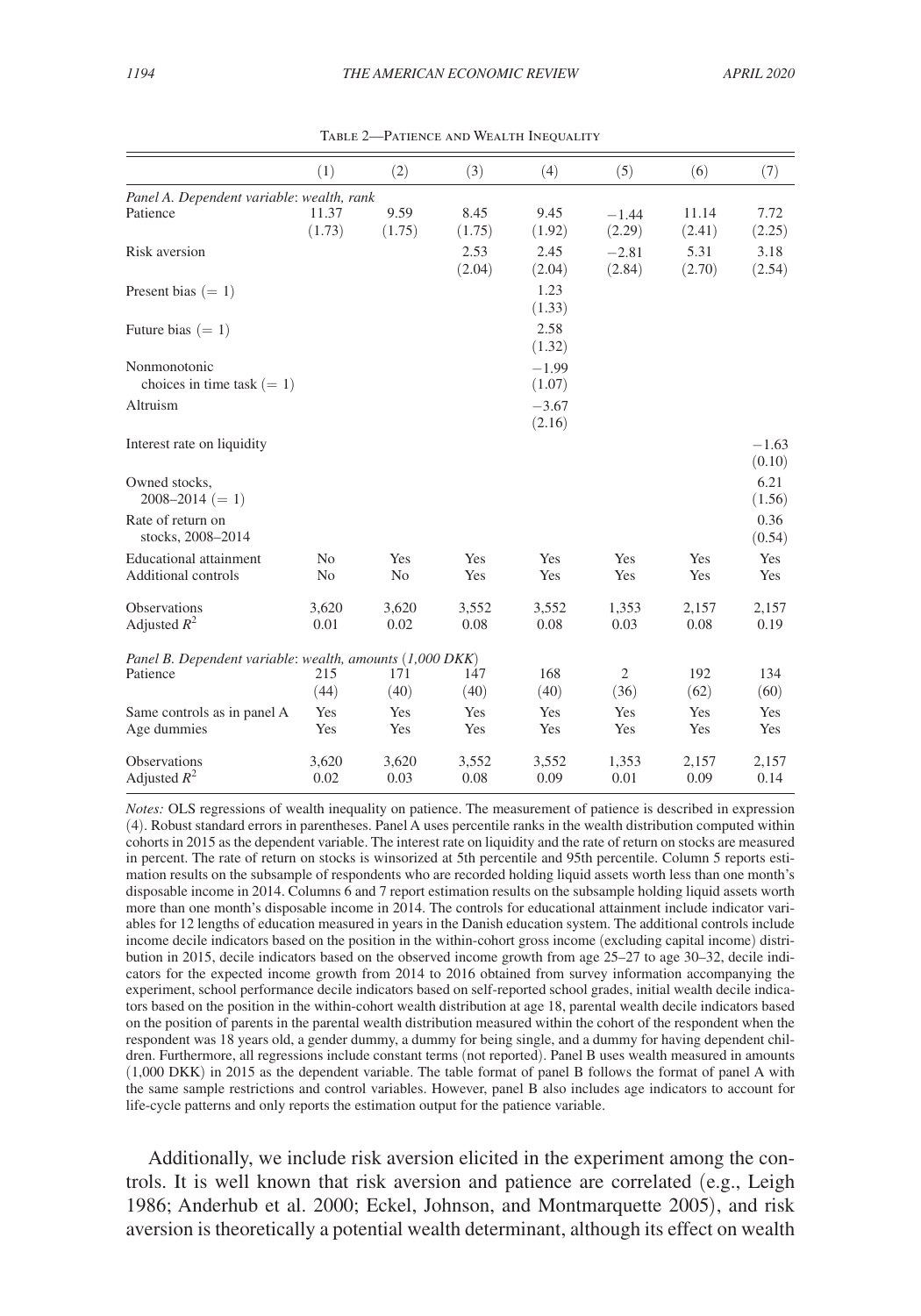Table 2—Patience and Wealth Inequality

| | (1) | (2) | (3) | (4) | (5) | (6) | (7) |
|---|---|---|---|---|---|---|---|
| *Panel A. Dependent variable*: *wealth, rank* | | | | | | | |
| Patience | 11.37 | 9.59 | 8.45 | 9.45 | −1.44 | 11.14 | 7.72 |
| | (1.73) | (1.75) | (1.75) | (1.92) | (2.29) | (2.41) | (2.25) |
| Risk aversion | | | 2.53 | 2.45 | −2.81 | 5.31 | 3.18 |
| | | | (2.04) | (2.04) | (2.84) | (2.70) | (2.54) |
| Present bias (= 1) | | | | 1.23 | | | |
| | | | | (1.33) | | | |
| Future bias (= 1) | | | | 2.58 | | | |
| | | | | (1.32) | | | |
| Nonmonotonic choices in time task (= 1) | | | | −1.99 | | | |
| | | | | (1.07) | | | |
| Altruism | | | | −3.67 | | | |
| | | | | (2.16) | | | |
| Interest rate on liquidity | | | | | | | −1.63 |
| | | | | | | | (0.10) |
| Owned stocks, 2008–2014 (= 1) | | | | | | | 6.21 |
| | | | | | | | (1.56) |
| Rate of return on stocks, 2008–2014 | | | | | | | 0.36 |
| | | | | | | | (0.54) |
| Educational attainment | No | Yes | Yes | Yes | Yes | Yes | Yes |
| Additional controls | No | No | Yes | Yes | Yes | Yes | Yes |
| Observations | 3,620 | 3,620 | 3,552 | 3,552 | 1,353 | 2,157 | 2,157 |
| Adjusted $R^2$ | 0.01 | 0.02 | 0.08 | 0.08 | 0.03 | 0.08 | 0.19 |
| *Panel B. Dependent variable*: *wealth, amounts* (*1,000 DKK*) | | | | | | | |
| Patience | 215 | 171 | 147 | 168 | 2 | 192 | 134 |
| | (44) | (40) | (40) | (40) | (36) | (62) | (60) |
| Same controls as in panel A | Yes | Yes | Yes | Yes | Yes | Yes | Yes |
| Age dummies | Yes | Yes | Yes | Yes | Yes | Yes | Yes |
| Observations | 3,620 | 3,620 | 3,552 | 3,552 | 1,353 | 2,157 | 2,157 |
| Adjusted $R^2$ | 0.02 | 0.03 | 0.08 | 0.09 | 0.01 | 0.09 | 0.14 |

*Notes:* OLS regressions of wealth inequality on patience. The measurement of patience is described in expression (4). Robust standard errors in parentheses. Panel A uses percentile ranks in the wealth distribution computed within cohorts in 2015 as the dependent variable. The interest rate on liquidity and the rate of return on stocks are measured in percent. The rate of return on stocks is winsorized at 5th percentile and 95th percentile. Column 5 reports estimation results on the subsample of respondents who are recorded holding liquid assets worth less than one month's disposable income in 2014. Columns 6 and 7 report estimation results on the subsample holding liquid assets worth more than one month's disposable income in 2014. The controls for educational attainment include indicator variables for 12 lengths of education measured in years in the Danish education system. The additional controls include income decile indicators based on the position in the within-cohort gross income (excluding capital income) distribution in 2015, decile indicators based on the observed income growth from age 25–27 to age 30–32, decile indicators for the expected income growth from 2014 to 2016 obtained from survey information accompanying the experiment, school performance decile indicators based on self-reported school grades, initial wealth decile indicators based on the position in the within-cohort wealth distribution at age 18, parental wealth decile indicators based on the position of parents in the parental wealth distribution measured within the cohort of the respondent when the respondent was 18 years old, a gender dummy, a dummy for being single, and a dummy for having dependent children. Furthermore, all regressions include constant terms (not reported). Panel B uses wealth measured in amounts (1,000 DKK) in 2015 as the dependent variable. The table format of panel B follows the format of panel A with the same sample restrictions and control variables. However, panel B also includes age indicators to account for life-cycle patterns and only reports the estimation output for the patience variable.

Additionally, we include risk aversion elicited in the experiment among the controls. It is well known that risk aversion and patience are correlated (e.g., Leigh 1986; Anderhub et al. 2000; Eckel, Johnson, and Montmarquette 2005), and risk aversion is theoretically a potential wealth determinant, although its effect on wealth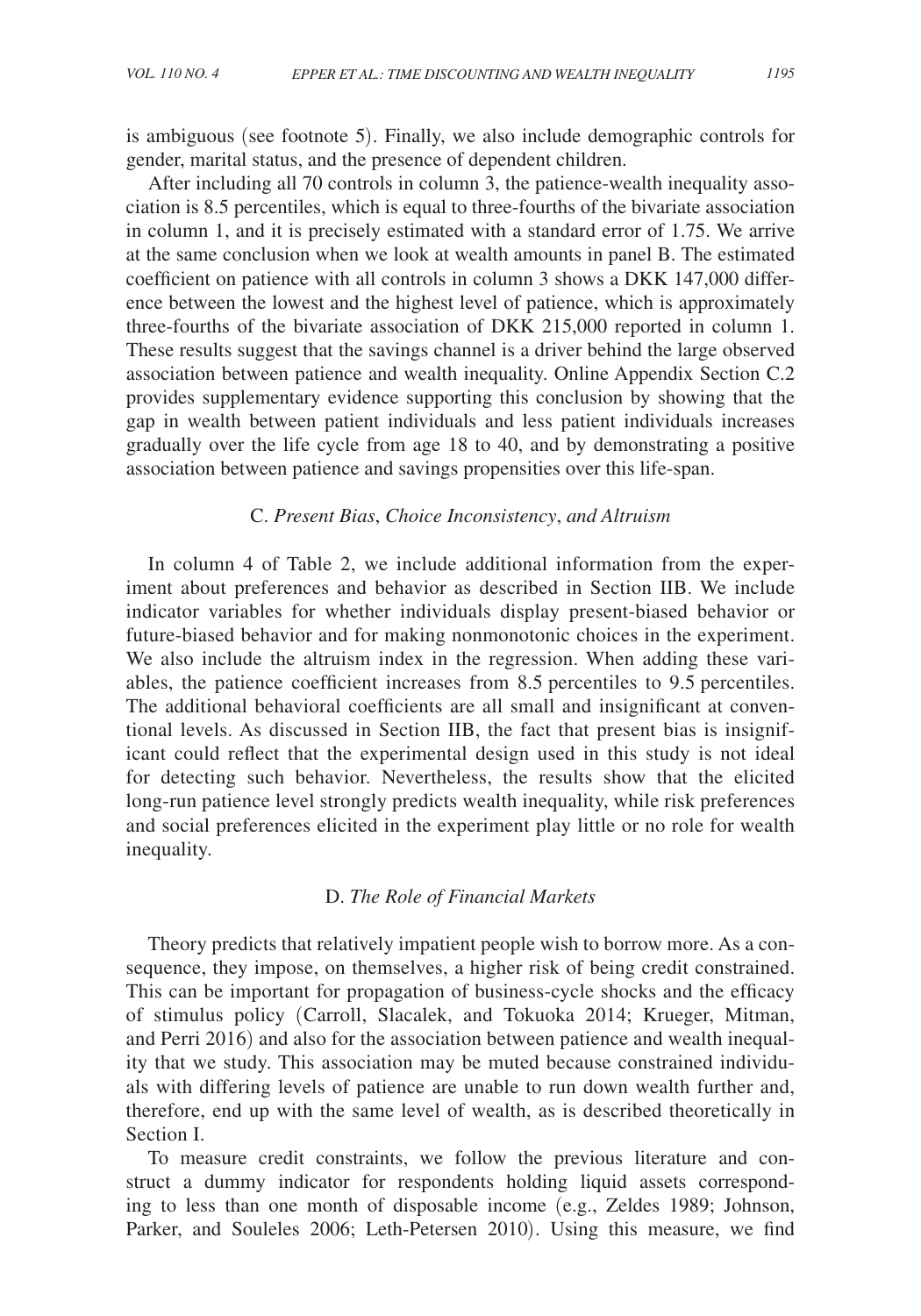is ambiguous (see footnote 5). Finally, we also include demographic controls for gender, marital status, and the presence of dependent children.

After including all 70 controls in column 3, the patience-wealth inequality association is 8.5 percentiles, which is equal to three-fourths of the bivariate association in column 1, and it is precisely estimated with a standard error of 1.75. We arrive at the same conclusion when we look at wealth amounts in panel B. The estimated coefficient on patience with all controls in column 3 shows a DKK 147,000 difference between the lowest and the highest level of patience, which is approximately three-fourths of the bivariate association of DKK 215,000 reported in column 1. These results suggest that the savings channel is a driver behind the large observed association between patience and wealth inequality. Online Appendix Section C.2 provides supplementary evidence supporting this conclusion by showing that the gap in wealth between patient individuals and less patient individuals increases gradually over the life cycle from age 18 to 40, and by demonstrating a positive association between patience and savings propensities over this life-span.

### C. *Present Bias*, *Choice Inconsistency*, *and Altruism*

In column 4 of Table 2, we include additional information from the experiment about preferences and behavior as described in Section IIB. We include indicator variables for whether individuals display present-biased behavior or future-biased behavior and for making nonmonotonic choices in the experiment. We also include the altruism index in the regression. When adding these variables, the patience coefficient increases from 8.5 percentiles to 9.5 percentiles. The additional behavioral coefficients are all small and insignificant at conventional levels. As discussed in Section IIB, the fact that present bias is insignificant could reflect that the experimental design used in this study is not ideal for detecting such behavior. Nevertheless, the results show that the elicited long-run patience level strongly predicts wealth inequality, while risk preferences and social preferences elicited in the experiment play little or no role for wealth inequality.

### D. *The Role of Financial Markets*

Theory predicts that relatively impatient people wish to borrow more. As a consequence, they impose, on themselves, a higher risk of being credit constrained. This can be important for propagation of business-cycle shocks and the efficacy of stimulus policy (Carroll, Slacalek, and Tokuoka 2014; Krueger, Mitman, and Perri 2016) and also for the association between patience and wealth inequality that we study. This association may be muted because constrained individuals with differing levels of patience are unable to run down wealth further and, therefore, end up with the same level of wealth, as is described theoretically in Section I.

To measure credit constraints, we follow the previous literature and construct a dummy indicator for respondents holding liquid assets corresponding to less than one month of disposable income (e.g., Zeldes 1989; Johnson, Parker, and Souleles 2006; Leth-Petersen 2010). Using this measure, we find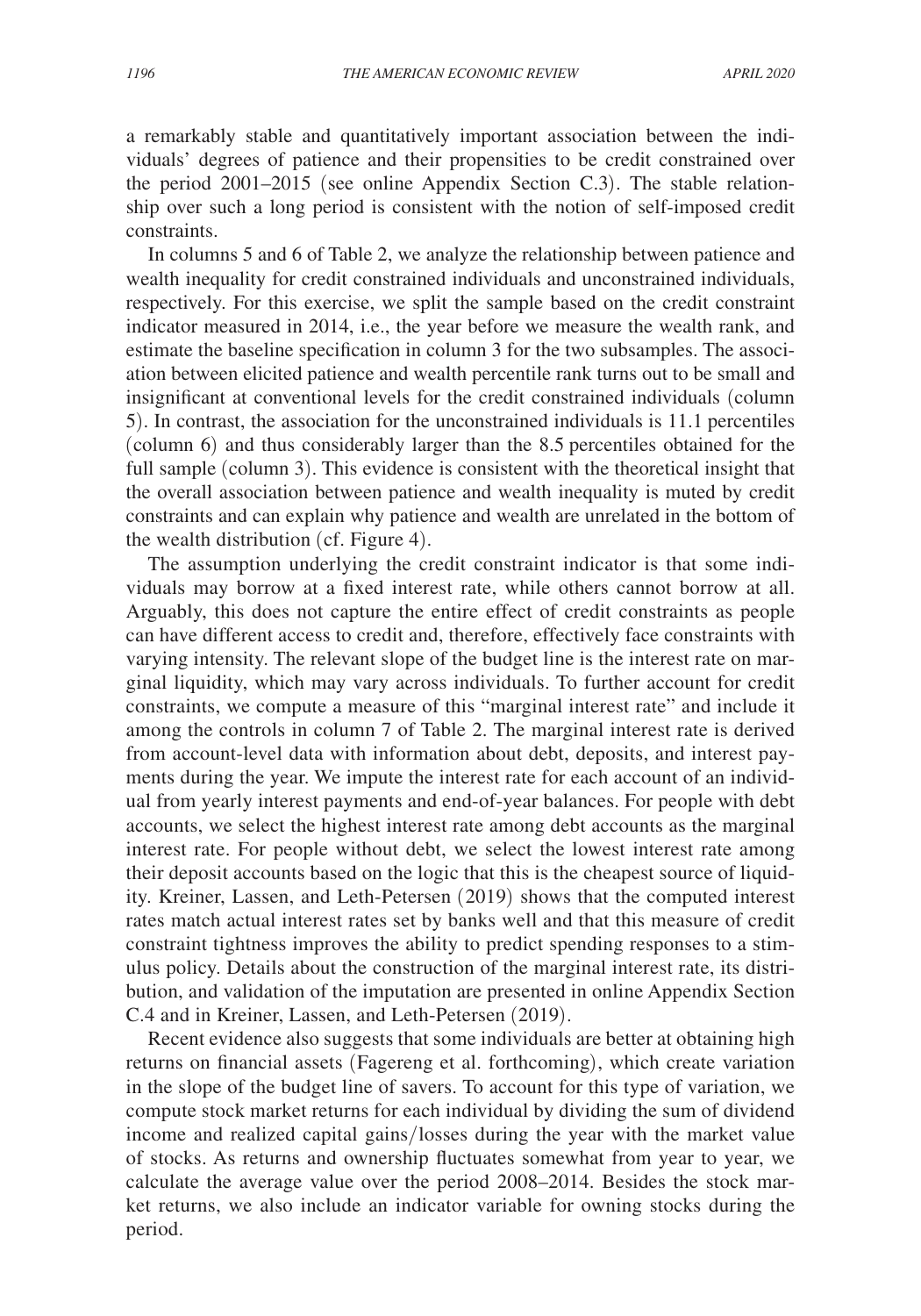a remarkably stable and quantitatively important association between the individuals' degrees of patience and their propensities to be credit constrained over the period 2001–2015 (see online Appendix Section C.3). The stable relationship over such a long period is consistent with the notion of self-imposed credit constraints.

In columns 5 and 6 of Table 2, we analyze the relationship between patience and wealth inequality for credit constrained individuals and unconstrained individuals, respectively. For this exercise, we split the sample based on the credit constraint indicator measured in 2014, i.e., the year before we measure the wealth rank, and estimate the baseline specification in column 3 for the two subsamples. The association between elicited patience and wealth percentile rank turns out to be small and insignificant at conventional levels for the credit constrained individuals (column 5). In contrast, the association for the unconstrained individuals is 11.1 percentiles (column 6) and thus considerably larger than the 8.5 percentiles obtained for the full sample (column 3). This evidence is consistent with the theoretical insight that the overall association between patience and wealth inequality is muted by credit constraints and can explain why patience and wealth are unrelated in the bottom of the wealth distribution (cf. Figure 4).

The assumption underlying the credit constraint indicator is that some individuals may borrow at a fixed interest rate, while others cannot borrow at all. Arguably, this does not capture the entire effect of credit constraints as people can have different access to credit and, therefore, effectively face constraints with varying intensity. The relevant slope of the budget line is the interest rate on marginal liquidity, which may vary across individuals. To further account for credit constraints, we compute a measure of this "marginal interest rate" and include it among the controls in column 7 of Table 2. The marginal interest rate is derived from account-level data with information about debt, deposits, and interest payments during the year. We impute the interest rate for each account of an individual from yearly interest payments and end-of-year balances. For people with debt accounts, we select the highest interest rate among debt accounts as the marginal interest rate. For people without debt, we select the lowest interest rate among their deposit accounts based on the logic that this is the cheapest source of liquidity. Kreiner, Lassen, and Leth-Petersen (2019) shows that the computed interest rates match actual interest rates set by banks well and that this measure of credit constraint tightness improves the ability to predict spending responses to a stimulus policy. Details about the construction of the marginal interest rate, its distribution, and validation of the imputation are presented in online Appendix Section C.4 and in Kreiner, Lassen, and Leth-Petersen (2019).

Recent evidence also suggests that some individuals are better at obtaining high returns on financial assets (Fagereng et al. forthcoming), which create variation in the slope of the budget line of savers. To account for this type of variation, we compute stock market returns for each individual by dividing the sum of dividend income and realized capital gains/losses during the year with the market value of stocks. As returns and ownership fluctuates somewhat from year to year, we calculate the average value over the period 2008–2014. Besides the stock market returns, we also include an indicator variable for owning stocks during the period.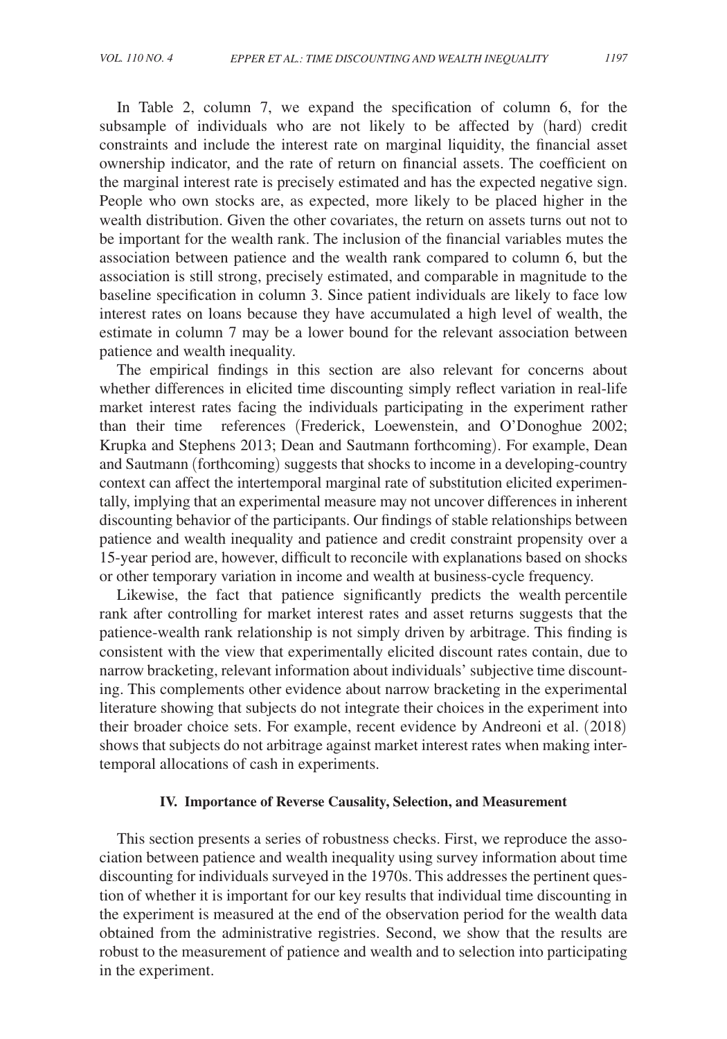In Table 2, column 7, we expand the specification of column 6, for the subsample of individuals who are not likely to be affected by (hard) credit constraints and include the interest rate on marginal liquidity, the financial asset ownership indicator, and the rate of return on financial assets. The coefficient on the marginal interest rate is precisely estimated and has the expected negative sign. People who own stocks are, as expected, more likely to be placed higher in the wealth distribution. Given the other covariates, the return on assets turns out not to be important for the wealth rank. The inclusion of the financial variables mutes the association between patience and the wealth rank compared to column 6, but the association is still strong, precisely estimated, and comparable in magnitude to the baseline specification in column 3. Since patient individuals are likely to face low interest rates on loans because they have accumulated a high level of wealth, the estimate in column 7 may be a lower bound for the relevant association between patience and wealth inequality.

The empirical findings in this section are also relevant for concerns about whether differences in elicited time discounting simply reflect variation in real-life market interest rates facing the individuals participating in the experiment rather than their time references (Frederick, Loewenstein, and O'Donoghue 2002; Krupka and Stephens 2013; Dean and Sautmann forthcoming). For example, Dean and Sautmann (forthcoming) suggests that shocks to income in a developing-country context can affect the intertemporal marginal rate of substitution elicited experimentally, implying that an experimental measure may not uncover differences in inherent discounting behavior of the participants. Our findings of stable relationships between patience and wealth inequality and patience and credit constraint propensity over a 15-year period are, however, difficult to reconcile with explanations based on shocks or other temporary variation in income and wealth at business-cycle frequency.

Likewise, the fact that patience significantly predicts the wealth percentile rank after controlling for market interest rates and asset returns suggests that the patience-wealth rank relationship is not simply driven by arbitrage. This finding is consistent with the view that experimentally elicited discount rates contain, due to narrow bracketing, relevant information about individuals' subjective time discounting. This complements other evidence about narrow bracketing in the experimental literature showing that subjects do not integrate their choices in the experiment into their broader choice sets. For example, recent evidence by Andreoni et al. (2018) shows that subjects do not arbitrage against market interest rates when making intertemporal allocations of cash in experiments.

## IV. Importance of Reverse Causality, Selection, and Measurement

This section presents a series of robustness checks. First, we reproduce the association between patience and wealth inequality using survey information about time discounting for individuals surveyed in the 1970s. This addresses the pertinent question of whether it is important for our key results that individual time discounting in the experiment is measured at the end of the observation period for the wealth data obtained from the administrative registries. Second, we show that the results are robust to the measurement of patience and wealth and to selection into participating in the experiment.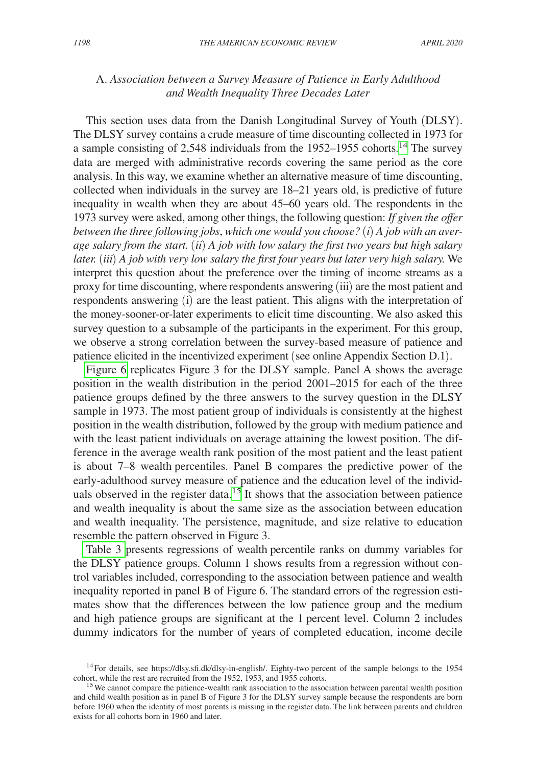### A. *Association between a Survey Measure of Patience in Early Adulthood and Wealth Inequality Three Decades Later*

This section uses data from the Danish Longitudinal Survey of Youth (DLSY). The DLSY survey contains a crude measure of time discounting collected in 1973 for a sample consisting of 2,548 individuals from the 1952–1955 cohorts.[14] The survey data are merged with administrative records covering the same period as the core analysis. In this way, we examine whether an alternative measure of time discounting, collected when individuals in the survey are 18–21 years old, is predictive of future inequality in wealth when they are about 45–60 years old. The respondents in the 1973 survey were asked, among other things, the following question: *If given the offer between the three following jobs, which one would you choose?* (*i*) *A job with an average salary from the start.* (*ii*) *A job with low salary the first two years but high salary later.* (*iii*) *A job with very low salary the first four years but later very high salary.* We interpret this question about the preference over the timing of income streams as a proxy for time discounting, where respondents answering (iii) are the most patient and respondents answering (i) are the least patient. This aligns with the interpretation of the money-sooner-or-later experiments to elicit time discounting. We also asked this survey question to a subsample of the participants in the experiment. For this group, we observe a strong correlation between the survey-based measure of patience and patience elicited in the incentivized experiment (see online Appendix Section D.1).

Figure 6 replicates Figure 3 for the DLSY sample. Panel A shows the average position in the wealth distribution in the period 2001–2015 for each of the three patience groups defined by the three answers to the survey question in the DLSY sample in 1973. The most patient group of individuals is consistently at the highest position in the wealth distribution, followed by the group with medium patience and with the least patient individuals on average attaining the lowest position. The difference in the average wealth rank position of the most patient and the least patient is about 7–8 wealth percentiles. Panel B compares the predictive power of the early-adulthood survey measure of patience and the education level of the individuals observed in the register data.[15] It shows that the association between patience and wealth inequality is about the same size as the association between education and wealth inequality. The persistence, magnitude, and size relative to education resemble the pattern observed in Figure 3.

Table 3 presents regressions of wealth percentile ranks on dummy variables for the DLSY patience groups. Column 1 shows results from a regression without control variables included, corresponding to the association between patience and wealth inequality reported in panel B of Figure 6. The standard errors of the regression estimates show that the differences between the low patience group and the medium and high patience groups are significant at the 1 percent level. Column 2 includes dummy indicators for the number of years of completed education, income decile

[14] For details, see https://dlsy.sfi.dk/dlsy-in-english/. Eighty-two percent of the sample belongs to the 1954 cohort, while the rest are recruited from the 1952, 1953, and 1955 cohorts.

[15] We cannot compare the patience-wealth rank association to the association between parental wealth position and child wealth position as in panel B of Figure 3 for the DLSY survey sample because the respondents are born before 1960 when the identity of most parents is missing in the register data. The link between parents and children exists for all cohorts born in 1960 and later.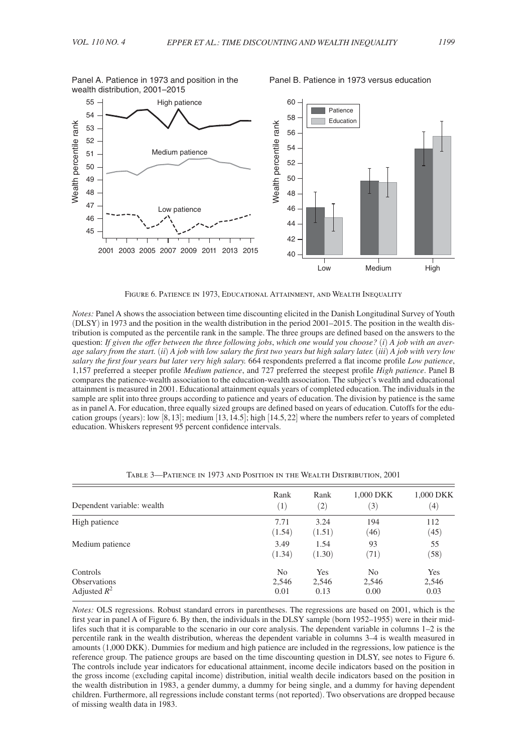Figure 6. Patience in 1973, Educational Attainment, and Wealth Inequality

*Notes:* Panel A shows the association between time discounting elicited in the Danish Longitudinal Survey of Youth (DLSY) in 1973 and the position in the wealth distribution in the period 2001–2015. The position in the wealth distribution is computed as the percentile rank in the sample. The three groups are defined based on the answers to the question: *If given the offer between the three following jobs, which one would you choose?* (*i*) *A job with an average salary from the start.* (*ii*) *A job with low salary the first two years but high salary later.* (*iii*) *A job with very low salary the first four years but later very high salary.* 664 respondents preferred a flat income profile *Low patience*, 1,157 preferred a steeper profile *Medium patience*, and 727 preferred the steepest profile *High patience*. Panel B compares the patience-wealth association to the education-wealth association. The subject's wealth and educational attainment is measured in 2001. Educational attainment equals years of completed education. The individuals in the sample are split into three groups according to patience and years of education. The division by patience is the same as in panel A. For education, three equally sized groups are defined based on years of education. Cutoffs for the education groups (years): low [8, 13]; medium [13, 14.5]; high [14.5, 22] where the numbers refer to years of completed education. Whiskers represent 95 percent confidence intervals.

Table 3—Patience in 1973 and Position in the Wealth Distribution, 2001

| Dependent variable: wealth | Rank (1) | Rank (2) | 1,000 DKK (3) | 1,000 DKK (4) |
|---|---|---|---|---|
| High patience | 7.71 | 3.24 | 194 | 112 |
| | (1.54) | (1.51) | (46) | (45) |
| Medium patience | 3.49 | 1.54 | 93 | 55 |
| | (1.34) | (1.30) | (71) | (58) |
| Controls | No | Yes | No | Yes |
| Observations | 2,546 | 2,546 | 2,546 | 2,546 |
| Adjusted $R^2$ | 0.01 | 0.13 | 0.00 | 0.03 |

*Notes:* OLS regressions. Robust standard errors in parentheses. The regressions are based on 2001, which is the first year in panel A of Figure 6. By then, the individuals in the DLSY sample (born 1952–1955) were in their midlifes such that it is comparable to the scenario in our core analysis. The dependent variable in columns 1–2 is the percentile rank in the wealth distribution, whereas the dependent variable in columns 3–4 is wealth measured in amounts (1,000 DKK). Dummies for medium and high patience are included in the regressions, low patience is the reference group. The patience groups are based on the time discounting question in DLSY, see notes to Figure 6. The controls include year indicators for educational attainment, income decile indicators based on the position in the gross income (excluding capital income) distribution, initial wealth decile indicators based on the position in the wealth distribution in 1983, a gender dummy, a dummy for being single, and a dummy for having dependent children. Furthermore, all regressions include constant terms (not reported). Two observations are dropped because of missing wealth data in 1983.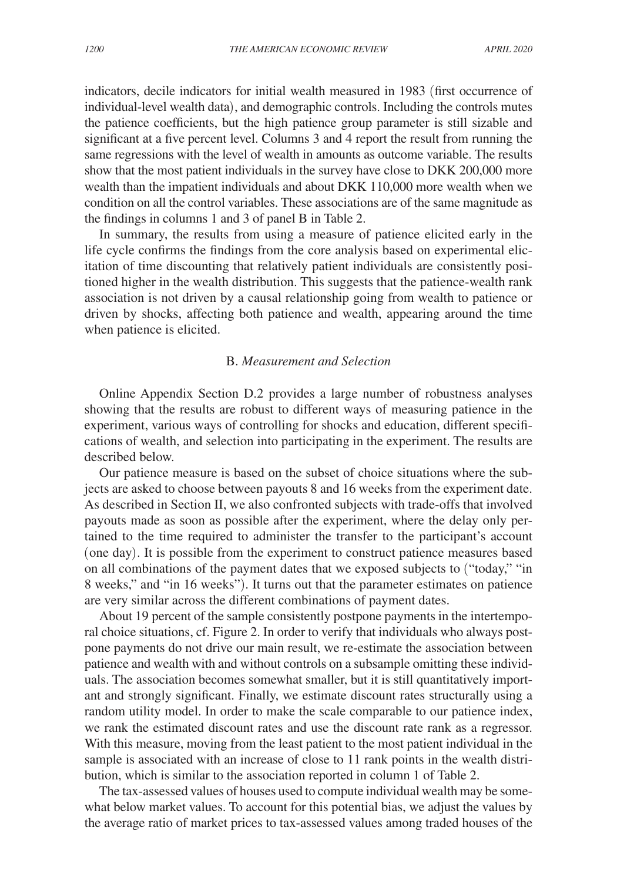indicators, decile indicators for initial wealth measured in 1983 (first occurrence of individual-level wealth data), and demographic controls. Including the controls mutes the patience coefficients, but the high patience group parameter is still sizable and significant at a five percent level. Columns 3 and 4 report the result from running the same regressions with the level of wealth in amounts as outcome variable. The results show that the most patient individuals in the survey have close to DKK 200,000 more wealth than the impatient individuals and about DKK 110,000 more wealth when we condition on all the control variables. These associations are of the same magnitude as the findings in columns 1 and 3 of panel B in Table 2.

In summary, the results from using a measure of patience elicited early in the life cycle confirms the findings from the core analysis based on experimental elicitation of time discounting that relatively patient individuals are consistently positioned higher in the wealth distribution. This suggests that the patience-wealth rank association is not driven by a causal relationship going from wealth to patience or driven by shocks, affecting both patience and wealth, appearing around the time when patience is elicited.

### B. *Measurement and Selection*

Online Appendix Section D.2 provides a large number of robustness analyses showing that the results are robust to different ways of measuring patience in the experiment, various ways of controlling for shocks and education, different specifications of wealth, and selection into participating in the experiment. The results are described below.

Our patience measure is based on the subset of choice situations where the subjects are asked to choose between payouts 8 and 16 weeks from the experiment date. As described in Section II, we also confronted subjects with trade-offs that involved payouts made as soon as possible after the experiment, where the delay only pertained to the time required to administer the transfer to the participant's account (one day). It is possible from the experiment to construct patience measures based on all combinations of the payment dates that we exposed subjects to ("today," "in 8 weeks," and "in 16 weeks"). It turns out that the parameter estimates on patience are very similar across the different combinations of payment dates.

About 19 percent of the sample consistently postpone payments in the intertemporal choice situations, cf. Figure 2. In order to verify that individuals who always postpone payments do not drive our main result, we re-estimate the association between patience and wealth with and without controls on a subsample omitting these individuals. The association becomes somewhat smaller, but it is still quantitatively important and strongly significant. Finally, we estimate discount rates structurally using a random utility model. In order to make the scale comparable to our patience index, we rank the estimated discount rates and use the discount rate rank as a regressor. With this measure, moving from the least patient to the most patient individual in the sample is associated with an increase of close to 11 rank points in the wealth distribution, which is similar to the association reported in column 1 of Table 2.

The tax-assessed values of houses used to compute individual wealth may be somewhat below market values. To account for this potential bias, we adjust the values by the average ratio of market prices to tax-assessed values among traded houses of the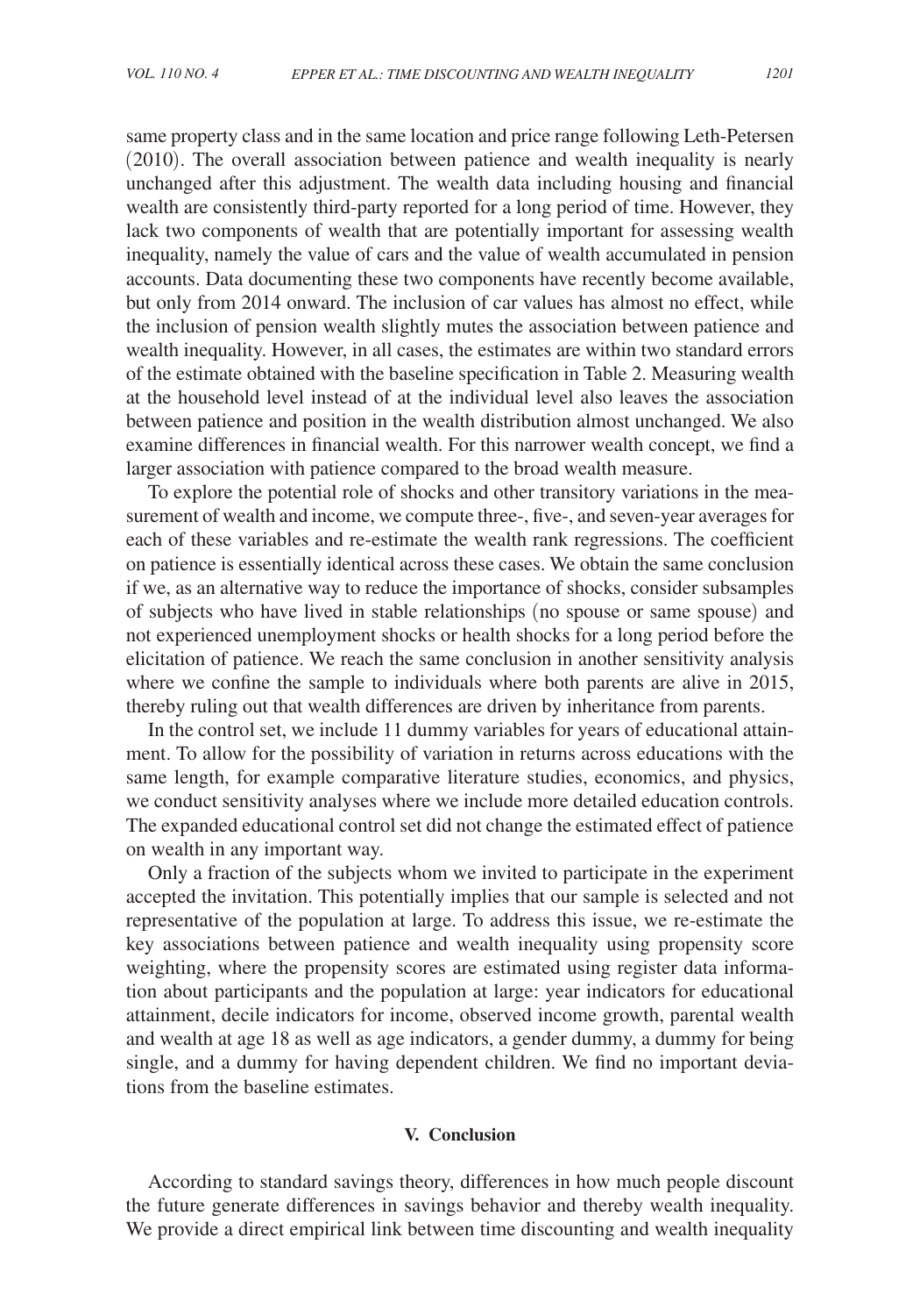same property class and in the same location and price range following Leth-Petersen (2010). The overall association between patience and wealth inequality is nearly unchanged after this adjustment. The wealth data including housing and financial wealth are consistently third-party reported for a long period of time. However, they lack two components of wealth that are potentially important for assessing wealth inequality, namely the value of cars and the value of wealth accumulated in pension accounts. Data documenting these two components have recently become available, but only from 2014 onward. The inclusion of car values has almost no effect, while the inclusion of pension wealth slightly mutes the association between patience and wealth inequality. However, in all cases, the estimates are within two standard errors of the estimate obtained with the baseline specification in Table 2. Measuring wealth at the household level instead of at the individual level also leaves the association between patience and position in the wealth distribution almost unchanged. We also examine differences in financial wealth. For this narrower wealth concept, we find a larger association with patience compared to the broad wealth measure.

To explore the potential role of shocks and other transitory variations in the measurement of wealth and income, we compute three-, five-, and seven-year averages for each of these variables and re-estimate the wealth rank regressions. The coefficient on patience is essentially identical across these cases. We obtain the same conclusion if we, as an alternative way to reduce the importance of shocks, consider subsamples of subjects who have lived in stable relationships (no spouse or same spouse) and not experienced unemployment shocks or health shocks for a long period before the elicitation of patience. We reach the same conclusion in another sensitivity analysis where we confine the sample to individuals where both parents are alive in 2015, thereby ruling out that wealth differences are driven by inheritance from parents.

In the control set, we include 11 dummy variables for years of educational attainment. To allow for the possibility of variation in returns across educations with the same length, for example comparative literature studies, economics, and physics, we conduct sensitivity analyses where we include more detailed education controls. The expanded educational control set did not change the estimated effect of patience on wealth in any important way.

Only a fraction of the subjects whom we invited to participate in the experiment accepted the invitation. This potentially implies that our sample is selected and not representative of the population at large. To address this issue, we re-estimate the key associations between patience and wealth inequality using propensity score weighting, where the propensity scores are estimated using register data information about participants and the population at large: year indicators for educational attainment, decile indicators for income, observed income growth, parental wealth and wealth at age 18 as well as age indicators, a gender dummy, a dummy for being single, and a dummy for having dependent children. We find no important deviations from the baseline estimates.

## V. Conclusion

According to standard savings theory, differences in how much people discount the future generate differences in savings behavior and thereby wealth inequality. We provide a direct empirical link between time discounting and wealth inequality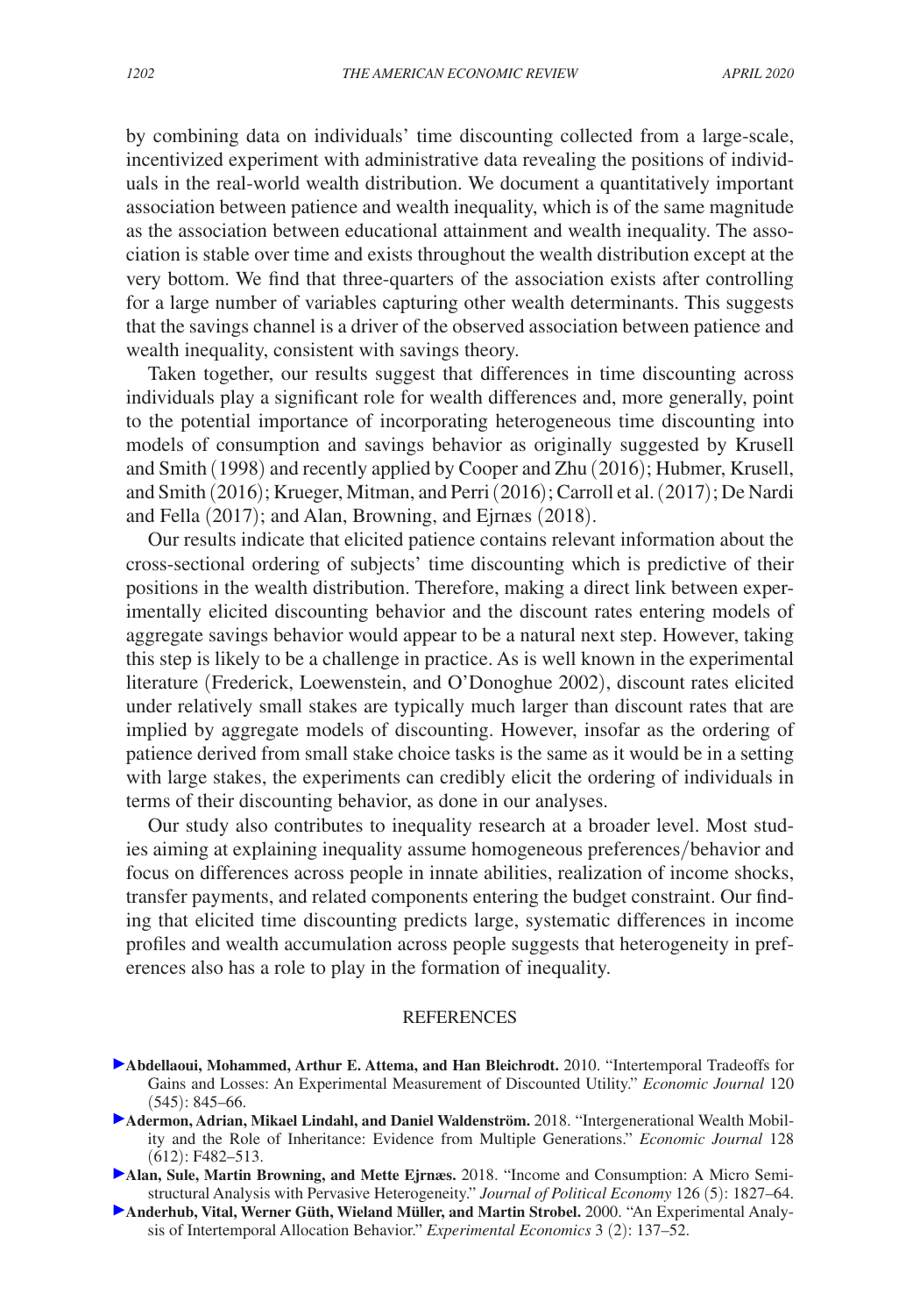by combining data on individuals' time discounting collected from a large-scale, incentivized experiment with administrative data revealing the positions of individuals in the real-world wealth distribution. We document a quantitatively important association between patience and wealth inequality, which is of the same magnitude as the association between educational attainment and wealth inequality. The association is stable over time and exists throughout the wealth distribution except at the very bottom. We find that three-quarters of the association exists after controlling for a large number of variables capturing other wealth determinants. This suggests that the savings channel is a driver of the observed association between patience and wealth inequality, consistent with savings theory.

Taken together, our results suggest that differences in time discounting across individuals play a significant role for wealth differences and, more generally, point to the potential importance of incorporating heterogeneous time discounting into models of consumption and savings behavior as originally suggested by Krusell and Smith (1998) and recently applied by Cooper and Zhu (2016); Hubmer, Krusell, and Smith (2016); Krueger, Mitman, and Perri (2016); Carroll et al. (2017); De Nardi and Fella (2017); and Alan, Browning, and Ejrnæs (2018).

Our results indicate that elicited patience contains relevant information about the cross-sectional ordering of subjects' time discounting which is predictive of their positions in the wealth distribution. Therefore, making a direct link between experimentally elicited discounting behavior and the discount rates entering models of aggregate savings behavior would appear to be a natural next step. However, taking this step is likely to be a challenge in practice. As is well known in the experimental literature (Frederick, Loewenstein, and O'Donoghue 2002), discount rates elicited under relatively small stakes are typically much larger than discount rates that are implied by aggregate models of discounting. However, insofar as the ordering of patience derived from small stake choice tasks is the same as it would be in a setting with large stakes, the experiments can credibly elicit the ordering of individuals in terms of their discounting behavior, as done in our analyses.

Our study also contributes to inequality research at a broader level. Most studies aiming at explaining inequality assume homogeneous preferences/behavior and focus on differences across people in innate abilities, realization of income shocks, transfer payments, and related components entering the budget constraint. Our finding that elicited time discounting predicts large, systematic differences in income profiles and wealth accumulation across people suggests that heterogeneity in preferences also has a role to play in the formation of inequality.

## REFERENCES

**Abdellaoui, Mohammed, Arthur E. Attema, and Han Bleichrodt.** 2010. "Intertemporal Tradeoffs for Gains and Losses: An Experimental Measurement of Discounted Utility." *Economic Journal* 120 (545): 845–66.

**Adermon, Adrian, Mikael Lindahl, and Daniel Waldenström.** 2018. "Intergenerational Wealth Mobility and the Role of Inheritance: Evidence from Multiple Generations." *Economic Journal* 128 (612): F482–513.

**Alan, Sule, Martin Browning, and Mette Ejrnæs.** 2018. "Income and Consumption: A Micro Semistructural Analysis with Pervasive Heterogeneity." *Journal of Political Economy* 126 (5): 1827–64.

**Anderhub, Vital, Werner Güth, Wieland Müller, and Martin Strobel.** 2000. "An Experimental Analysis of Intertemporal Allocation Behavior." *Experimental Economics* 3 (2): 137–52.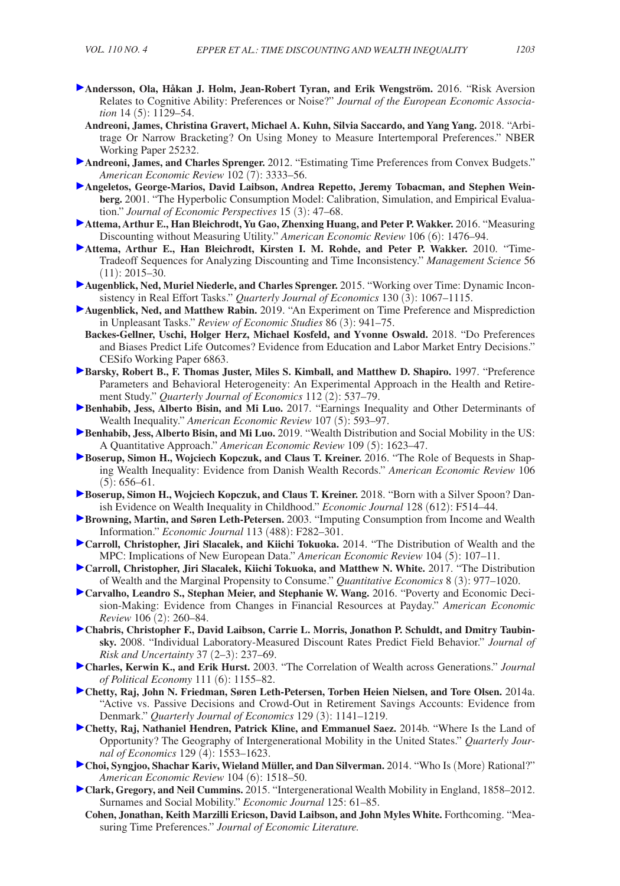**Andersson, Ola, Håkan J. Holm, Jean-Robert Tyran, and Erik Wengström.** 2016. "Risk Aversion Relates to Cognitive Ability: Preferences or Noise?" *Journal of the European Economic Association* 14 (5): 1129–54.

**Andreoni, James, Christina Gravert, Michael A. Kuhn, Silvia Saccardo, and Yang Yang.** 2018. "Arbitrage Or Narrow Bracketing? On Using Money to Measure Intertemporal Preferences." NBER Working Paper 25232.

**Andreoni, James, and Charles Sprenger.** 2012. "Estimating Time Preferences from Convex Budgets." *American Economic Review* 102 (7): 3333–56.

**Angeletos, George-Marios, David Laibson, Andrea Repetto, Jeremy Tobacman, and Stephen Weinberg.** 2001. "The Hyperbolic Consumption Model: Calibration, Simulation, and Empirical Evaluation." *Journal of Economic Perspectives* 15 (3): 47–68.

**Attema, Arthur E., Han Bleichrodt, Yu Gao, Zhenxing Huang, and Peter P. Wakker.** 2016. "Measuring Discounting without Measuring Utility." *American Economic Review* 106 (6): 1476–94.

**Attema, Arthur E., Han Bleichrodt, Kirsten I. M. Rohde, and Peter P. Wakker.** 2010. "Time-Tradeoff Sequences for Analyzing Discounting and Time Inconsistency." *Management Science* 56 (11): 2015–30.

**Augenblick, Ned, Muriel Niederle, and Charles Sprenger.** 2015. "Working over Time: Dynamic Inconsistency in Real Effort Tasks." *Quarterly Journal of Economics* 130 (3): 1067–1115.

**Augenblick, Ned, and Matthew Rabin.** 2019. "An Experiment on Time Preference and Misprediction in Unpleasant Tasks." *Review of Economic Studies* 86 (3): 941–75.

**Backes-Gellner, Uschi, Holger Herz, Michael Kosfeld, and Yvonne Oswald.** 2018. "Do Preferences and Biases Predict Life Outcomes? Evidence from Education and Labor Market Entry Decisions." CESifo Working Paper 6863.

**Barsky, Robert B., F. Thomas Juster, Miles S. Kimball, and Matthew D. Shapiro.** 1997. "Preference Parameters and Behavioral Heterogeneity: An Experimental Approach in the Health and Retirement Study." *Quarterly Journal of Economics* 112 (2): 537–79.

**Benhabib, Jess, Alberto Bisin, and Mi Luo.** 2017. "Earnings Inequality and Other Determinants of Wealth Inequality." *American Economic Review* 107 (5): 593–97.

**Benhabib, Jess, Alberto Bisin, and Mi Luo.** 2019. "Wealth Distribution and Social Mobility in the US: A Quantitative Approach." *American Economic Review* 109 (5): 1623–47.

**Boserup, Simon H., Wojciech Kopczuk, and Claus T. Kreiner.** 2016. "The Role of Bequests in Shaping Wealth Inequality: Evidence from Danish Wealth Records." *American Economic Review* 106 (5): 656–61.

**Boserup, Simon H., Wojciech Kopczuk, and Claus T. Kreiner.** 2018. "Born with a Silver Spoon? Danish Evidence on Wealth Inequality in Childhood." *Economic Journal* 128 (612): F514–44.

**Browning, Martin, and Søren Leth-Petersen.** 2003. "Imputing Consumption from Income and Wealth Information." *Economic Journal* 113 (488): F282–301.

**Carroll, Christopher, Jiri Slacalek, and Kiichi Tokuoka.** 2014. "The Distribution of Wealth and the MPC: Implications of New European Data." *American Economic Review* 104 (5): 107–11.

**Carroll, Christopher, Jiri Slacalek, Kiichi Tokuoka, and Matthew N. White.** 2017. "The Distribution of Wealth and the Marginal Propensity to Consume." *Quantitative Economics* 8 (3): 977–1020.

**Carvalho, Leandro S., Stephan Meier, and Stephanie W. Wang.** 2016. "Poverty and Economic Decision-Making: Evidence from Changes in Financial Resources at Payday." *American Economic Review* 106 (2): 260–84.

**Chabris, Christopher F., David Laibson, Carrie L. Morris, Jonathon P. Schuldt, and Dmitry Taubinsky.** 2008. "Individual Laboratory-Measured Discount Rates Predict Field Behavior." *Journal of Risk and Uncertainty* 37 (2–3): 237–69.

**Charles, Kerwin K., and Erik Hurst.** 2003. "The Correlation of Wealth across Generations." *Journal of Political Economy* 111 (6): 1155–82.

**Chetty, Raj, John N. Friedman, Søren Leth-Petersen, Torben Heien Nielsen, and Tore Olsen.** 2014a. "Active vs. Passive Decisions and Crowd-Out in Retirement Savings Accounts: Evidence from Denmark." *Quarterly Journal of Economics* 129 (3): 1141–1219.

**Chetty, Raj, Nathaniel Hendren, Patrick Kline, and Emmanuel Saez.** 2014b. "Where Is the Land of Opportunity? The Geography of Intergenerational Mobility in the United States." *Quarterly Journal of Economics* 129 (4): 1553–1623.

**Choi, Syngjoo, Shachar Kariv, Wieland Müller, and Dan Silverman.** 2014. "Who Is (More) Rational?" *American Economic Review* 104 (6): 1518–50.

**Clark, Gregory, and Neil Cummins.** 2015. "Intergenerational Wealth Mobility in England, 1858–2012. Surnames and Social Mobility." *Economic Journal* 125: 61–85.

**Cohen, Jonathan, Keith Marzilli Ericson, David Laibson, and John Myles White.** Forthcoming. "Measuring Time Preferences." *Journal of Economic Literature.*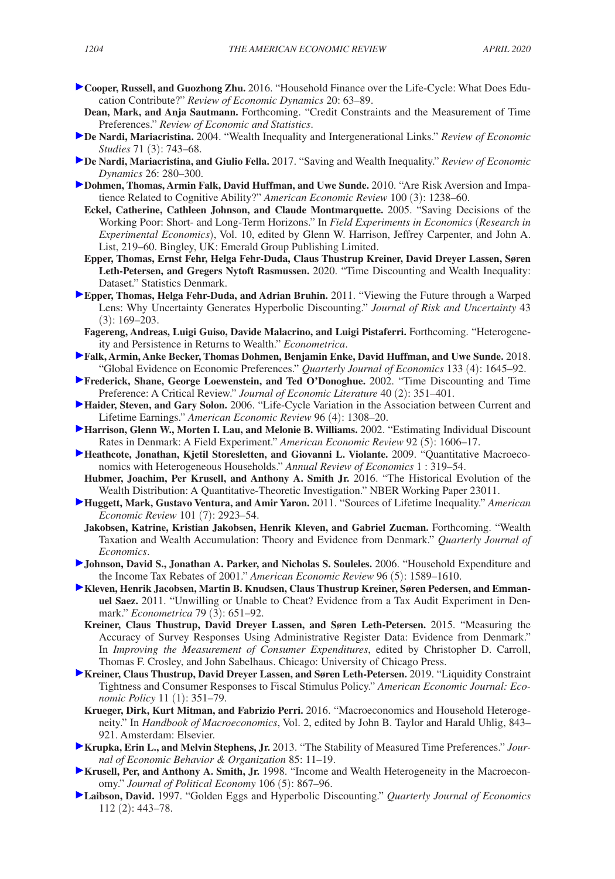**Cooper, Russell, and Guozhong Zhu.** 2016. "Household Finance over the Life-Cycle: What Does Education Contribute?" *Review of Economic Dynamics* 20: 63–89.

**Dean, Mark, and Anja Sautmann.** Forthcoming. "Credit Constraints and the Measurement of Time Preferences." *Review of Economic and Statistics*.

**De Nardi, Mariacristina.** 2004. "Wealth Inequality and Intergenerational Links." *Review of Economic Studies* 71 (3): 743–68.

**De Nardi, Mariacristina, and Giulio Fella.** 2017. "Saving and Wealth Inequality." *Review of Economic Dynamics* 26: 280–300.

**Dohmen, Thomas, Armin Falk, David Huffman, and Uwe Sunde.** 2010. "Are Risk Aversion and Impatience Related to Cognitive Ability?" *American Economic Review* 100 (3): 1238–60.

**Eckel, Catherine, Cathleen Johnson, and Claude Montmarquette.** 2005. "Saving Decisions of the Working Poor: Short- and Long-Term Horizons." In *Field Experiments in Economics* (*Research in Experimental Economics*), Vol. 10, edited by Glenn W. Harrison, Jeffrey Carpenter, and John A. List, 219–60. Bingley, UK: Emerald Group Publishing Limited.

**Epper, Thomas, Ernst Fehr, Helga Fehr-Duda, Claus Thustrup Kreiner, David Dreyer Lassen, Søren Leth-Petersen, and Gregers Nytoft Rasmussen.** 2020. "Time Discounting and Wealth Inequality: Dataset." Statistics Denmark.

**Epper, Thomas, Helga Fehr-Duda, and Adrian Bruhin.** 2011. "Viewing the Future through a Warped Lens: Why Uncertainty Generates Hyperbolic Discounting." *Journal of Risk and Uncertainty* 43 (3): 169–203.

**Fagereng, Andreas, Luigi Guiso, Davide Malacrino, and Luigi Pistaferri.** Forthcoming. "Heterogeneity and Persistence in Returns to Wealth." *Econometrica*.

**Falk, Armin, Anke Becker, Thomas Dohmen, Benjamin Enke, David Huffman, and Uwe Sunde.** 2018. "Global Evidence on Economic Preferences." *Quarterly Journal of Economics* 133 (4): 1645–92.

**Frederick, Shane, George Loewenstein, and Ted O'Donoghue.** 2002. "Time Discounting and Time Preference: A Critical Review." *Journal of Economic Literature* 40 (2): 351–401.

**Haider, Steven, and Gary Solon.** 2006. "Life-Cycle Variation in the Association between Current and Lifetime Earnings." *American Economic Review* 96 (4): 1308–20.

**Harrison, Glenn W., Morten I. Lau, and Melonie B. Williams.** 2002. "Estimating Individual Discount Rates in Denmark: A Field Experiment." *American Economic Review* 92 (5): 1606–17.

**Heathcote, Jonathan, Kjetil Storesletten, and Giovanni L. Violante.** 2009. "Quantitative Macroeconomics with Heterogeneous Households." *Annual Review of Economics* 1 : 319–54.

**Hubmer, Joachim, Per Krusell, and Anthony A. Smith Jr.** 2016. "The Historical Evolution of the Wealth Distribution: A Quantitative-Theoretic Investigation." NBER Working Paper 23011.

**Huggett, Mark, Gustavo Ventura, and Amir Yaron.** 2011. "Sources of Lifetime Inequality." *American Economic Review* 101 (7): 2923–54.

**Jakobsen, Katrine, Kristian Jakobsen, Henrik Kleven, and Gabriel Zucman.** Forthcoming. "Wealth Taxation and Wealth Accumulation: Theory and Evidence from Denmark." *Quarterly Journal of Economics*.

**Johnson, David S., Jonathan A. Parker, and Nicholas S. Souleles.** 2006. "Household Expenditure and the Income Tax Rebates of 2001." *American Economic Review* 96 (5): 1589–1610.

**Kleven, Henrik Jacobsen, Martin B. Knudsen, Claus Thustrup Kreiner, Søren Pedersen, and Emmanuel Saez.** 2011. "Unwilling or Unable to Cheat? Evidence from a Tax Audit Experiment in Denmark." *Econometrica* 79 (3): 651–92.

**Kreiner, Claus Thustrup, David Dreyer Lassen, and Søren Leth-Petersen.** 2015. "Measuring the Accuracy of Survey Responses Using Administrative Register Data: Evidence from Denmark." In *Improving the Measurement of Consumer Expenditures*, edited by Christopher D. Carroll, Thomas F. Crosley, and John Sabelhaus. Chicago: University of Chicago Press.

**Kreiner, Claus Thustrup, David Dreyer Lassen, and Søren Leth-Petersen.** 2019. "Liquidity Constraint Tightness and Consumer Responses to Fiscal Stimulus Policy." *American Economic Journal: Economic Policy* 11 (1): 351–79.

**Krueger, Dirk, Kurt Mitman, and Fabrizio Perri.** 2016. "Macroeconomics and Household Heterogeneity." In *Handbook of Macroeconomics*, Vol. 2, edited by John B. Taylor and Harald Uhlig, 843–921. Amsterdam: Elsevier.

**Krupka, Erin L., and Melvin Stephens, Jr.** 2013. "The Stability of Measured Time Preferences." *Journal of Economic Behavior & Organization* 85: 11–19.

**Krusell, Per, and Anthony A. Smith, Jr.** 1998. "Income and Wealth Heterogeneity in the Macroeconomy." *Journal of Political Economy* 106 (5): 867–96.

**Laibson, David.** 1997. "Golden Eggs and Hyperbolic Discounting." *Quarterly Journal of Economics* 112 (2): 443–78.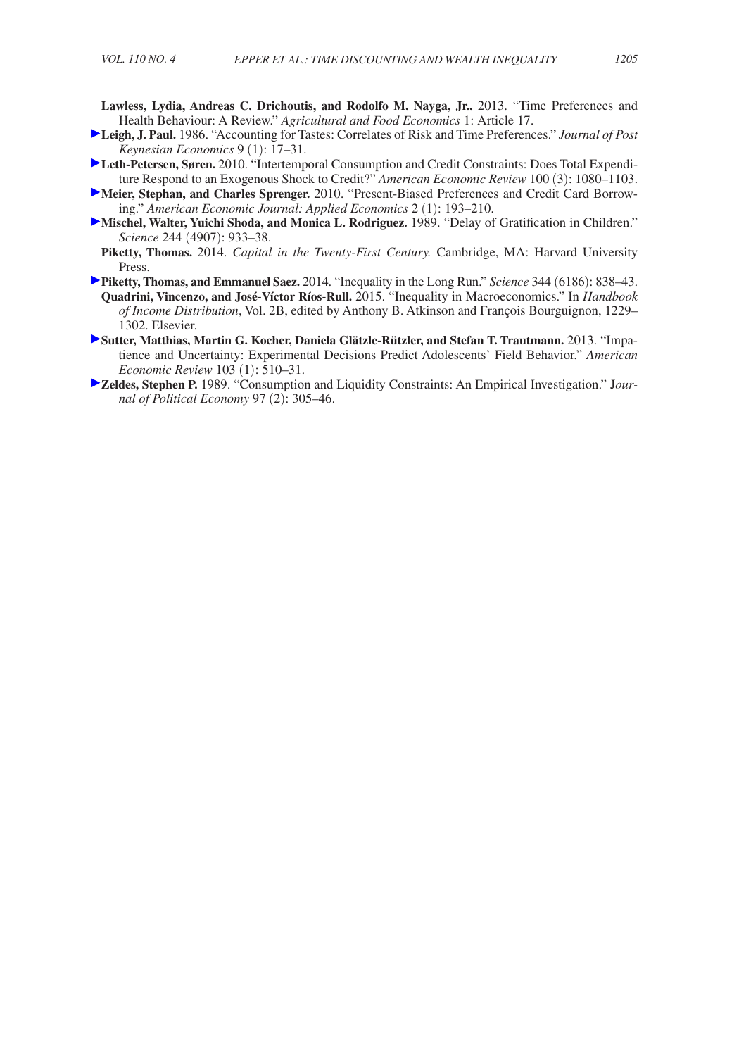**Lawless, Lydia, Andreas C. Drichoutis, and Rodolfo M. Nayga, Jr..** 2013. "Time Preferences and Health Behaviour: A Review." *Agricultural and Food Economics* 1: Article 17.

**Leigh, J. Paul.** 1986. "Accounting for Tastes: Correlates of Risk and Time Preferences." *Journal of Post Keynesian Economics* 9 (1): 17–31.

**Leth-Petersen, Søren.** 2010. "Intertemporal Consumption and Credit Constraints: Does Total Expenditure Respond to an Exogenous Shock to Credit?" *American Economic Review* 100 (3): 1080–1103.

**Meier, Stephan, and Charles Sprenger.** 2010. "Present-Biased Preferences and Credit Card Borrowing." *American Economic Journal: Applied Economics* 2 (1): 193–210.

**Mischel, Walter, Yuichi Shoda, and Monica L. Rodriguez.** 1989. "Delay of Gratification in Children." *Science* 244 (4907): 933–38.

**Piketty, Thomas.** 2014. *Capital in the Twenty-First Century.* Cambridge, MA: Harvard University Press.

**Piketty, Thomas, and Emmanuel Saez.** 2014. "Inequality in the Long Run." *Science* 344 (6186): 838–43.

**Quadrini, Vincenzo, and José-Víctor Ríos-Rull.** 2015. "Inequality in Macroeconomics." In *Handbook of Income Distribution*, Vol. 2B, edited by Anthony B. Atkinson and François Bourguignon, 1229–1302. Elsevier.

**Sutter, Matthias, Martin G. Kocher, Daniela Glätzle-Rützler, and Stefan T. Trautmann.** 2013. "Impatience and Uncertainty: Experimental Decisions Predict Adolescents' Field Behavior." *American Economic Review* 103 (1): 510–31.

**Zeldes, Stephen P.** 1989. "Consumption and Liquidity Constraints: An Empirical Investigation." *Journal of Political Economy* 97 (2): 305–46.